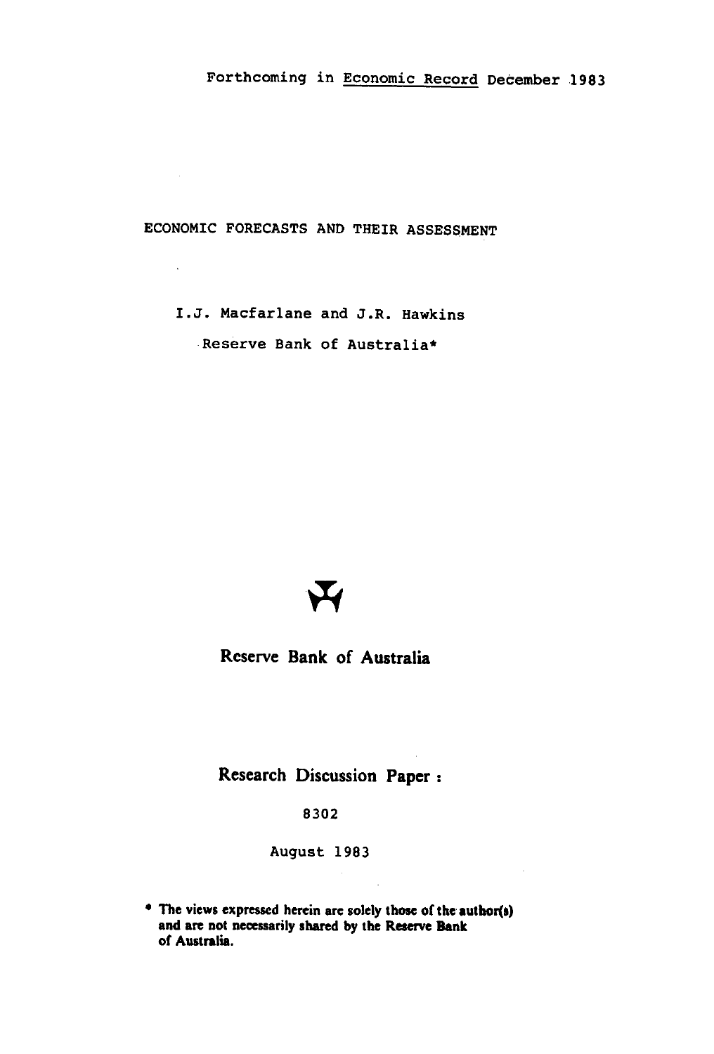Forthcoming in Economic Record December 1983

# ECONOMIC FORECASTS AND THEIR ASSESSMENT

I.J. Macfarlane and J.R. Hawkins

Reserve Bank of Australia*

Reserve Bank of Australia

Research Discussion Paper :

8302

August 1983

\* The views expressed herein are solely those of the author(s) and are not necessarily shared by the Reserve Bank of Australia.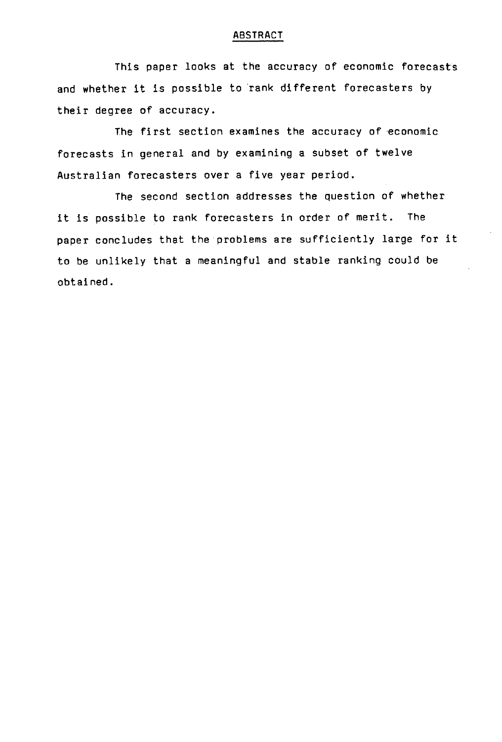## ABSTRACT

This paper looks at the accuracy of economic forecasts and whether it is possible to rank different forecasters by their degree of accuracy.

The first section examines the accuracy of economic forecasts in general and by examining a subset of twelve Australian forecasters over a five year period.

The second section addresses the question of whether it is possible to rank forecasters in order of merit. The paper concludes that the problems are sufficiently large for it to be unlikely that a meaningful and stable ranking could be obtained.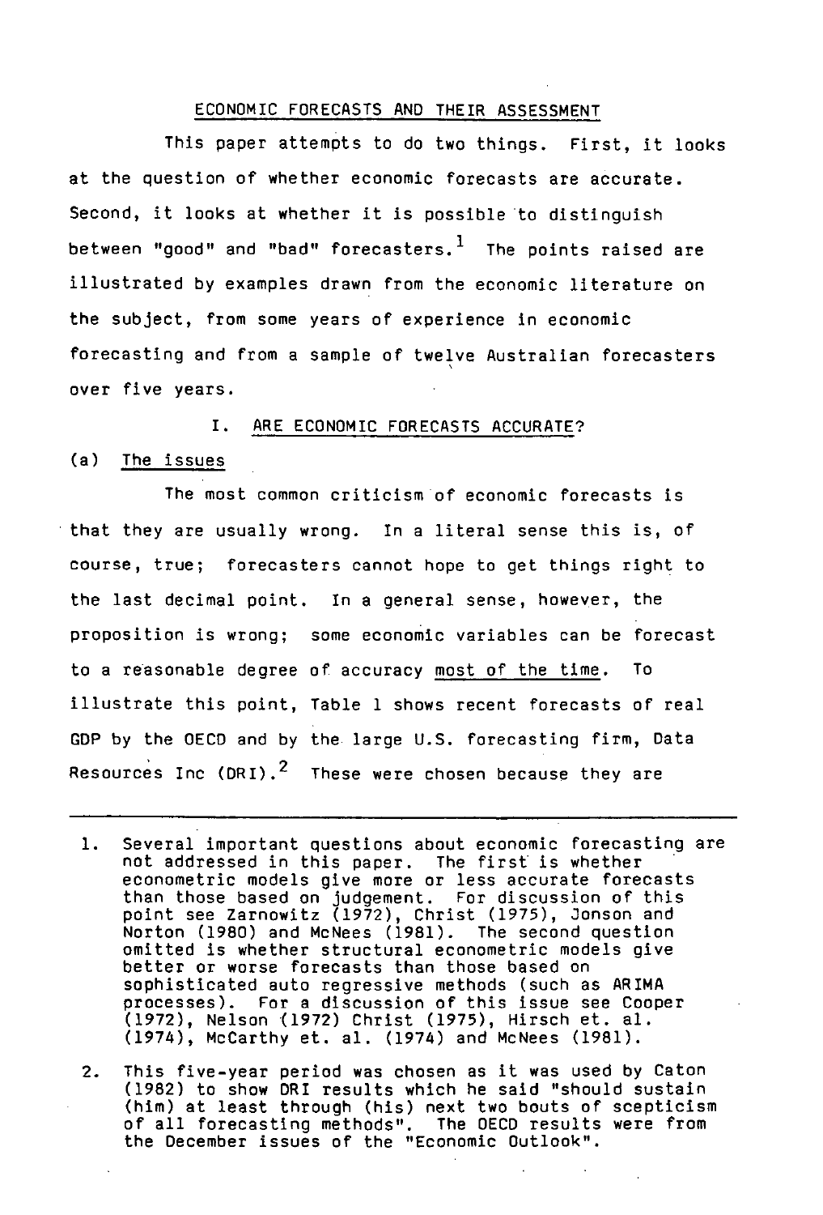# ECONOMIC FORECASTS AND THEIR ASSESSMENT

This paper attempts to do two things. First, it looks at the question of whether economic forecasts are accurate. Second, it looks at whether it is possible to distinguish between "good" and "bad" forecasters.[1] The points raised are illustrated by examples drawn from the economic literature on the subject, from some years of experience in economic forecasting and from a sample of twelve Australian forecasters over five years.

## I. ARE ECONOMIC FORECASTS ACCURATE?

### (a) The issues

The most common criticism of economic forecasts is that they are usually wrong. In a literal sense this is, of course, true; forecasters cannot hope to get things right to the last decimal point. In a general sense, however, the proposition is wrong; some economic variables can be forecast to a reasonable degree of accuracy <u>most of the time</u>. To illustrate this point, Table 1 shows recent forecasts of real GDP by the OECD and by the large U.S. forecasting firm, Data Resources Inc (DRI).[2] These were chosen because they are

---

1. Several important questions about economic forecasting are not addressed in this paper. The first is whether econometric models give more or less accurate forecasts than those based on judgement. For discussion of this point see Zarnowitz (1972), Christ (1975), Jonson and Norton (1980) and McNees (1981). The second question omitted is whether structural econometric models give better or worse forecasts than those based on sophisticated auto regressive methods (such as ARIMA processes). For a discussion of this issue see Cooper (1972), Nelson (1972) Christ (1975), Hirsch et. al. (1974), McCarthy et. al. (1974) and McNees (1981).

2. This five-year period was chosen as it was used by Caton (1982) to show DRI results which he said "should sustain (him) at least through (his) next two bouts of scepticism of all forecasting methods". The OECD results were from the December issues of the "Economic Outlook".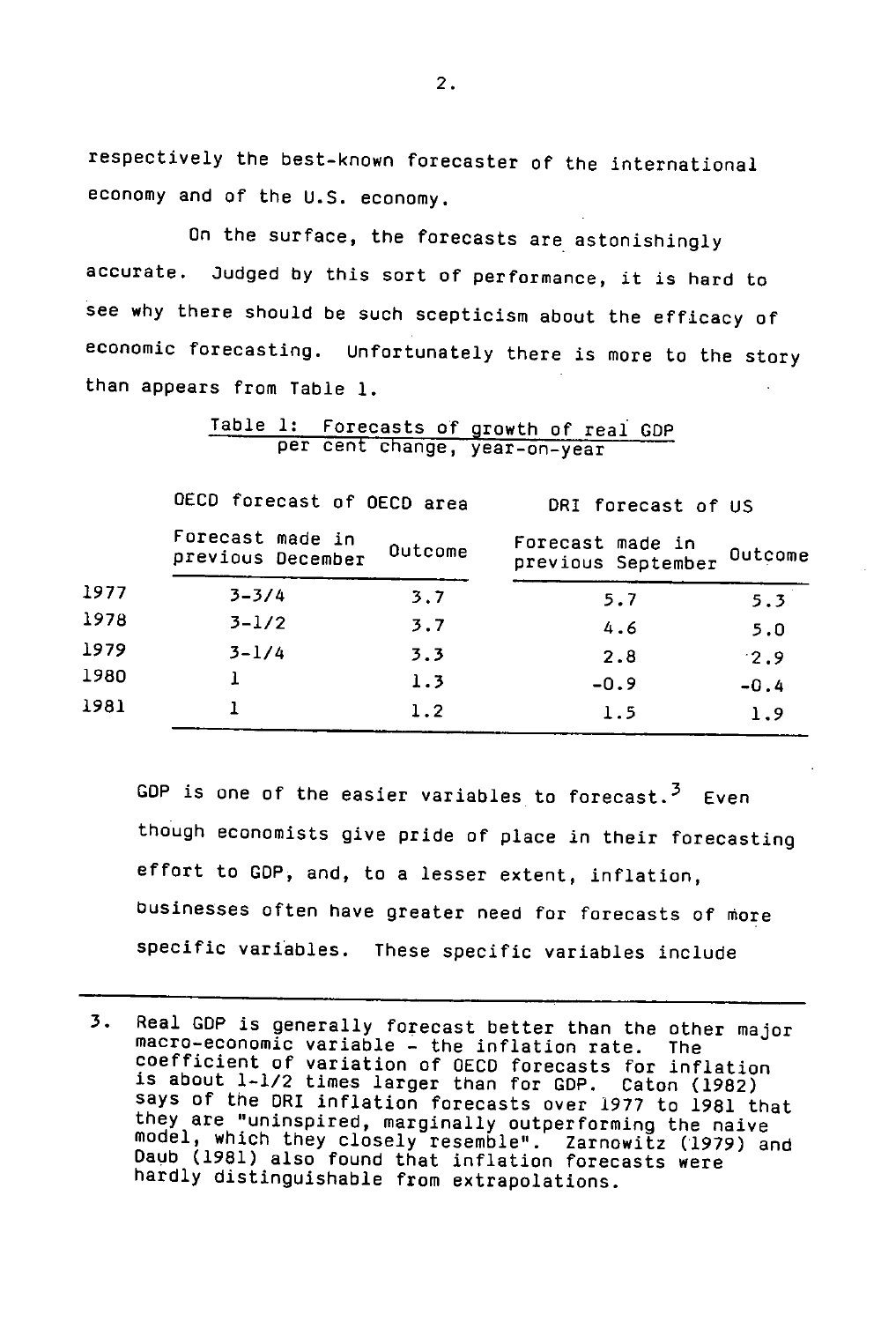respectively the best-known forecaster of the international economy and of the U.S. economy.

On the surface, the forecasts are astonishingly accurate. Judged by this sort of performance, it is hard to see why there should be such scepticism about the efficacy of economic forecasting. Unfortunately there is more to the story than appears from Table 1.

Table 1: Forecasts of growth of real GDP per cent change, year-on-year

| | OECD forecast of OECD area | | DRI forecast of US | |
|---|---|---|---|---|
| | Forecast made in previous December | Outcome | Forecast made in previous September | Outcome |
| 1977 | 3-3/4 | 3.7 | 5.7 | 5.3 |
| 1978 | 3-1/2 | 3.7 | 4.6 | 5.0 |
| 1979 | 3-1/4 | 3.3 | 2.8 | 2.9 |
| 1980 | 1 | 1.3 | -0.9 | -0.4 |
| 1981 | 1 | 1.2 | 1.5 | 1.9 |

GDP is one of the easier variables to forecast.[3] Even though economists give pride of place in their forecasting effort to GDP, and, to a lesser extent, inflation, businesses often have greater need for forecasts of more specific variables. These specific variables include

---

3. Real GDP is generally forecast better than the other major macro-economic variable - the inflation rate. The coefficient of variation of OECD forecasts for inflation is about 1-1/2 times larger than for GDP. Caton (1982) says of the DRI inflation forecasts over 1977 to 1981 that they are "uninspired, marginally outperforming the naive model, which they closely resemble". Zarnowitz (1979) and Daub (1981) also found that inflation forecasts were hardly distinguishable from extrapolations.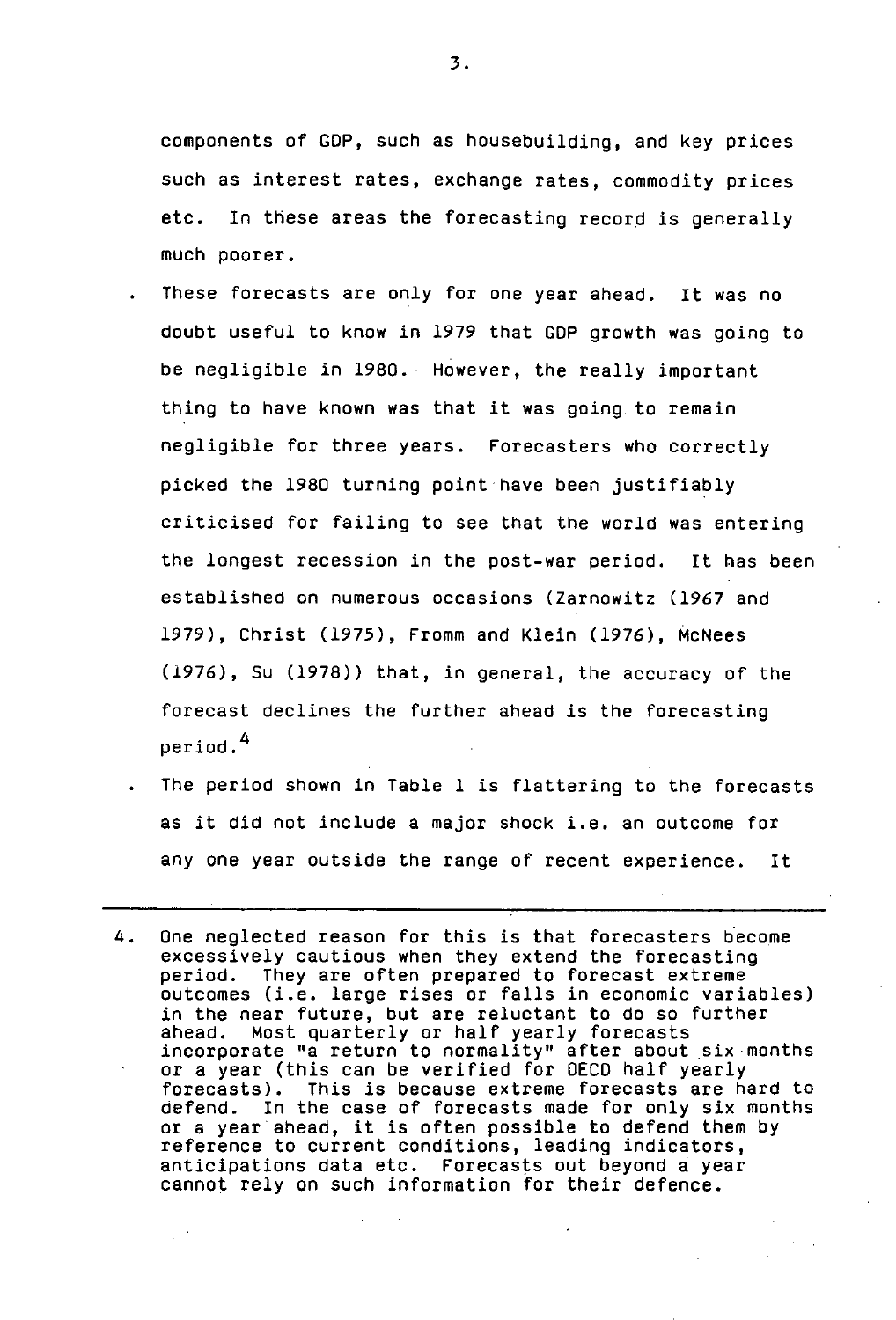components of GDP, such as housebuilding, and key prices such as interest rates, exchange rates, commodity prices etc. In these areas the forecasting record is generally much poorer.

- These forecasts are only for one year ahead. It was no doubt useful to know in 1979 that GDP growth was going to be negligible in 1980. However, the really important thing to have known was that it was going to remain negligible for three years. Forecasters who correctly picked the 1980 turning point have been justifiably criticised for failing to see that the world was entering the longest recession in the post-war period. It has been established on numerous occasions (Zarnowitz (1967 and 1979), Christ (1975), Fromm and Klein (1976), McNees (1976), Su (1978)) that, in general, the accuracy of the forecast declines the further ahead is the forecasting period.[4]
- The period shown in Table 1 is flattering to the forecasts as it did not include a major shock i.e. an outcome for any one year outside the range of recent experience. It

---

4. One neglected reason for this is that forecasters become excessively cautious when they extend the forecasting period. They are often prepared to forecast extreme outcomes (i.e. large rises or falls in economic variables) in the near future, but are reluctant to do so further ahead. Most quarterly or half yearly forecasts incorporate "a return to normality" after about six months or a year (this can be verified for OECD half yearly forecasts). This is because extreme forecasts are hard to defend. In the case of forecasts made for only six months or a year ahead, it is often possible to defend them by reference to current conditions, leading indicators, anticipations data etc. Forecasts out beyond a year cannot rely on such information for their defence.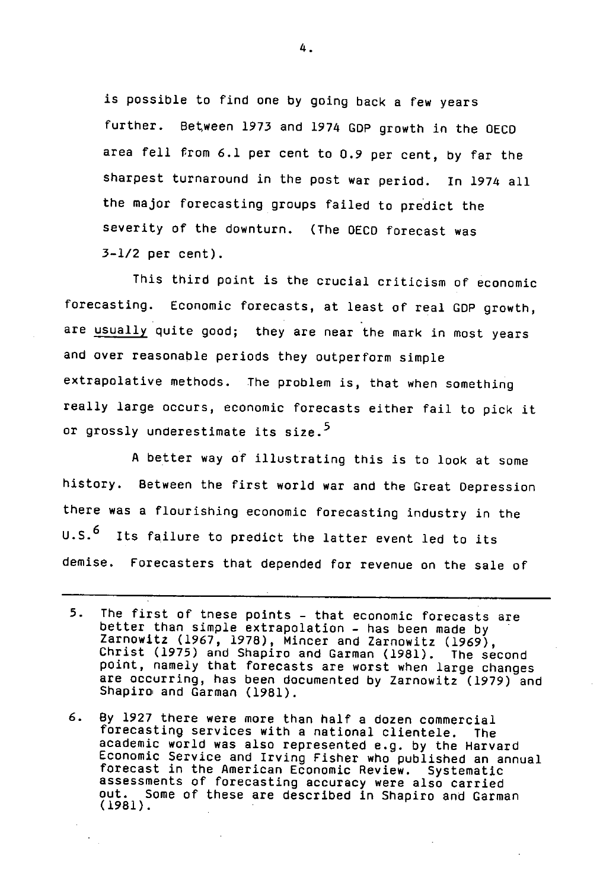is possible to find one by going back a few years further. Between 1973 and 1974 GDP growth in the OECD area fell from 6.1 per cent to 0.9 per cent, by far the sharpest turnaround in the post war period. In 1974 all the major forecasting groups failed to predict the severity of the downturn. (The OECD forecast was 3-1/2 per cent).

This third point is the crucial criticism of economic forecasting. Economic forecasts, at least of real GDP growth, are <u>usually</u> quite good; they are near the mark in most years and over reasonable periods they outperform simple extrapolative methods. The problem is, that when something really large occurs, economic forecasts either fail to pick it or grossly underestimate its size.[5]

A better way of illustrating this is to look at some history. Between the first world war and the Great Depression there was a flourishing economic forecasting industry in the U.S.[6] Its failure to predict the latter event led to its demise. Forecasters that depended for revenue on the sale of

---

5. The first of tnese points - that economic forecasts are better than simple extrapolation - has been made by Zarnowitz (1967, 1978), Mincer and Zarnowitz (1969), Christ (1975) and Shapiro and Garman (1981). The second point, namely that forecasts are worst when large changes are occurring, has been documented by Zarnowitz (1979) and Shapiro and Garman (1981).

6. By 1927 there were more than half a dozen commercial forecasting services with a national clientele. The academic world was also represented e.g. by the Harvard Economic Service and Irving Fisher who published an annual forecast in the American Economic Review. Systematic assessments of forecasting accuracy were also carried out. Some of these are described in Shapiro and Garman (1981).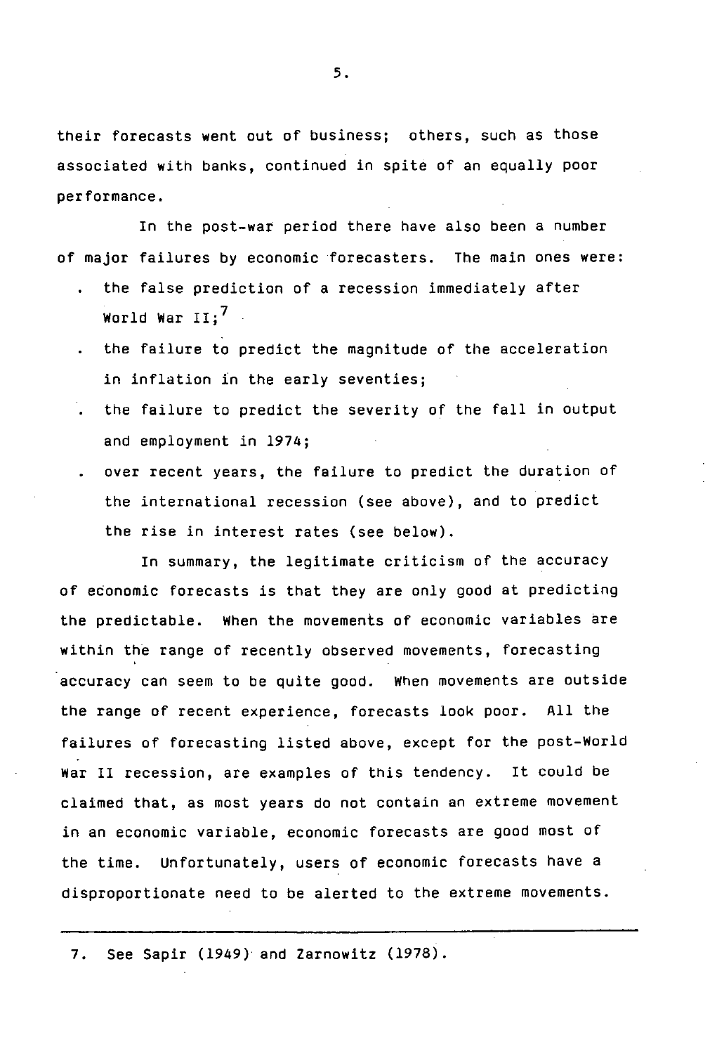their forecasts went out of business; others, such as those associated with banks, continued in spite of an equally poor performance.

In the post-war period there have also been a number of major failures by economic forecasters. The main ones were:

- the false prediction of a recession immediately after World War II;[7]
- the failure to predict the magnitude of the acceleration in inflation in the early seventies;
- the failure to predict the severity of the fall in output and employment in 1974;
- over recent years, the failure to predict the duration of the international recession (see above), and to predict the rise in interest rates (see below).

In summary, the legitimate criticism of the accuracy of economic forecasts is that they are only good at predicting the predictable. When the movements of economic variables are within the range of recently observed movements, forecasting accuracy can seem to be quite good. When movements are outside the range of recent experience, forecasts look poor. All the failures of forecasting listed above, except for the post-World War II recession, are examples of this tendency. It could be claimed that, as most years do not contain an extreme movement in an economic variable, economic forecasts are good most of the time. Unfortunately, users of economic forecasts have a disproportionate need to be alerted to the extreme movements.

---

7. See Sapir (1949) and Zarnowitz (1978).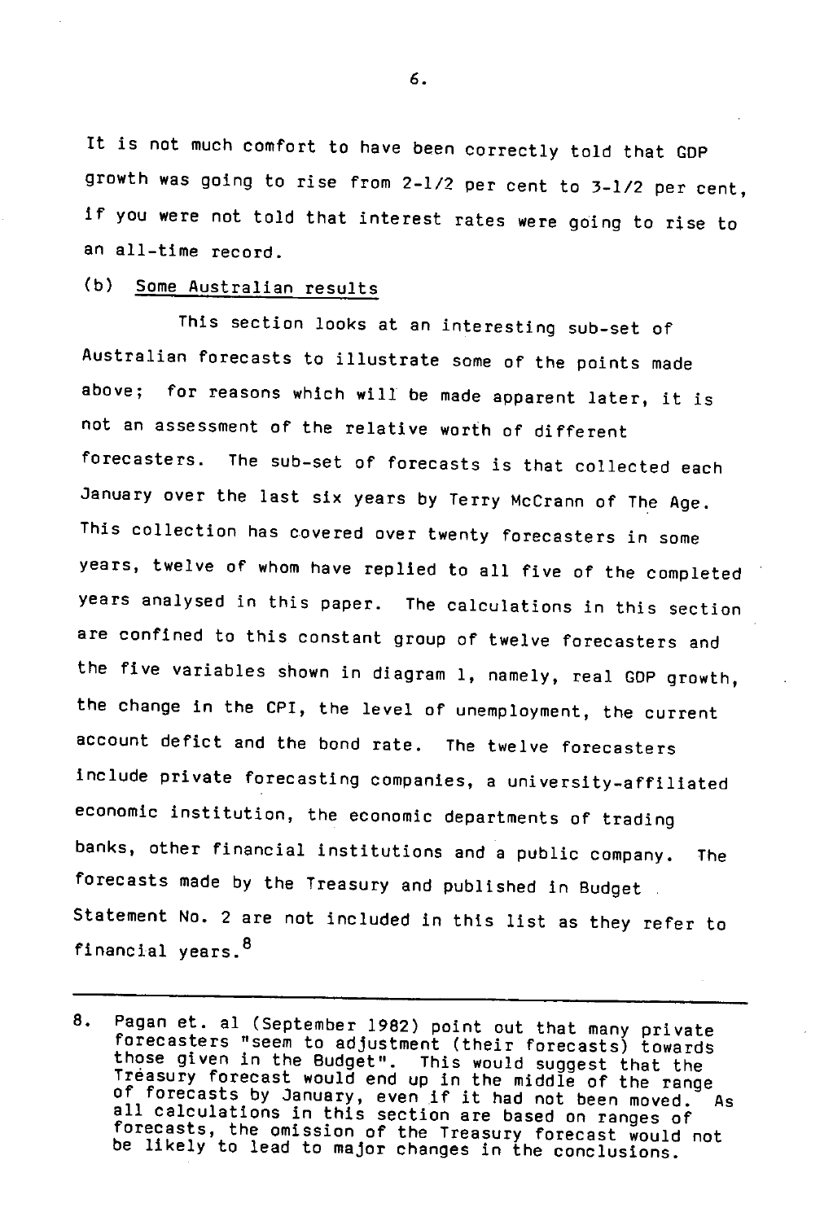It is not much comfort to have been correctly told that GDP growth was going to rise from 2-1/2 per cent to 3-1/2 per cent, if you were not told that interest rates were going to rise to an all-time record.

### (b) Some Australian results

This section looks at an interesting sub-set of Australian forecasts to illustrate some of the points made above; for reasons which will be made apparent later, it is not an assessment of the relative worth of different forecasters. The sub-set of forecasts is that collected each January over the last six years by Terry McCrann of The Age. This collection has covered over twenty forecasters in some years, twelve of whom have replied to all five of the completed years analysed in this paper. The calculations in this section are confined to this constant group of twelve forecasters and the five variables shown in diagram 1, namely, real GDP growth, the change in the CPI, the level of unemployment, the current account deficit and the bond rate. The twelve forecasters include private forecasting companies, a university-affiliated economic institution, the economic departments of trading banks, other financial institutions and a public company. The forecasts made by the Treasury and published in Budget Statement No. 2 are not included in this list as they refer to financial years.[8]

---

8. Pagan et. al (September 1982) point out that many private forecasters "seem to adjustment (their forecasts) towards those given in the Budget". This would suggest that the Treasury forecast would end up in the middle of the range of forecasts by January, even if it had not been moved. As all calculations in this section are based on ranges of forecasts, the omission of the Treasury forecast would not be likely to lead to major changes in the conclusions.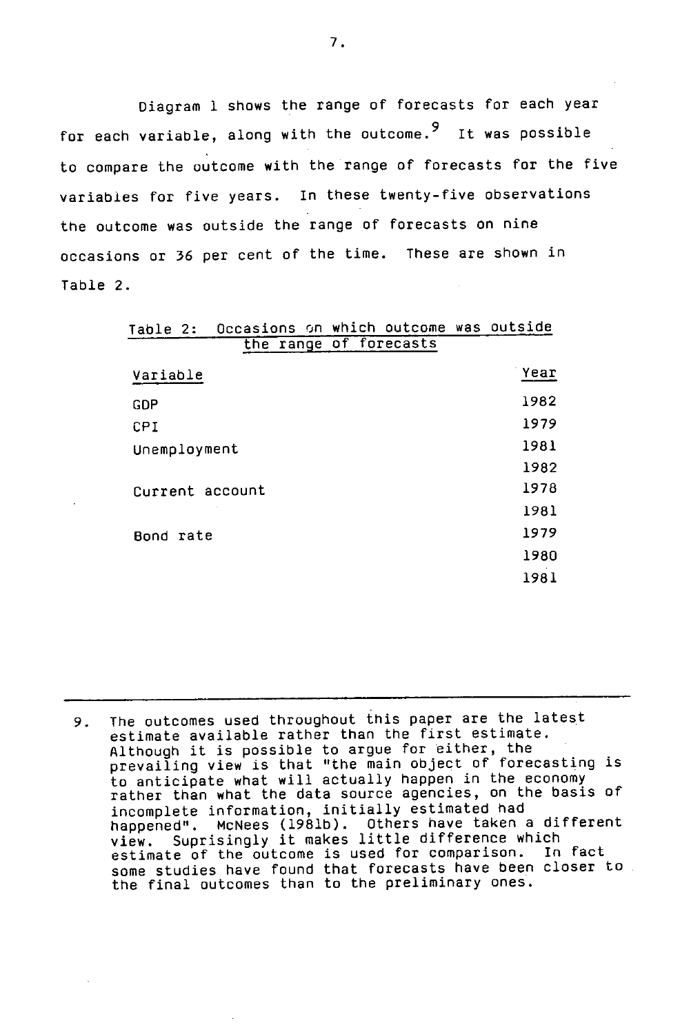Diagram 1 shows the range of forecasts for each year for each variable, along with the outcome.[9] It was possible to compare the outcome with the range of forecasts for the five variables for five years. In these twenty-five observations the outcome was outside the range of forecasts on nine occasions or 36 per cent of the time. These are shown in Table 2.

Table 2: Occasions on which outcome was outside the range of forecasts

| Variable | Year |
|---|---|
| GDP | 1982 |
| CPI | 1979 |
| Unemployment | 1981 |
| | 1982 |
| Current account | 1978 |
| | 1981 |
| Bond rate | 1979 |
| | 1980 |
| | 1981 |

---

9. The outcomes used throughout this paper are the latest estimate available rather than the first estimate. Although it is possible to argue for either, the prevailing view is that "the main object of forecasting is to anticipate what will actually happen in the economy rather than what the data source agencies, on the basis of incomplete information, initially estimated had happened". McNees (1981b). Others have taken a different view. Suprisingly it makes little difference which estimate of the outcome is used for comparison. In fact some studies have found that forecasts have been closer to the final outcomes than to the preliminary ones.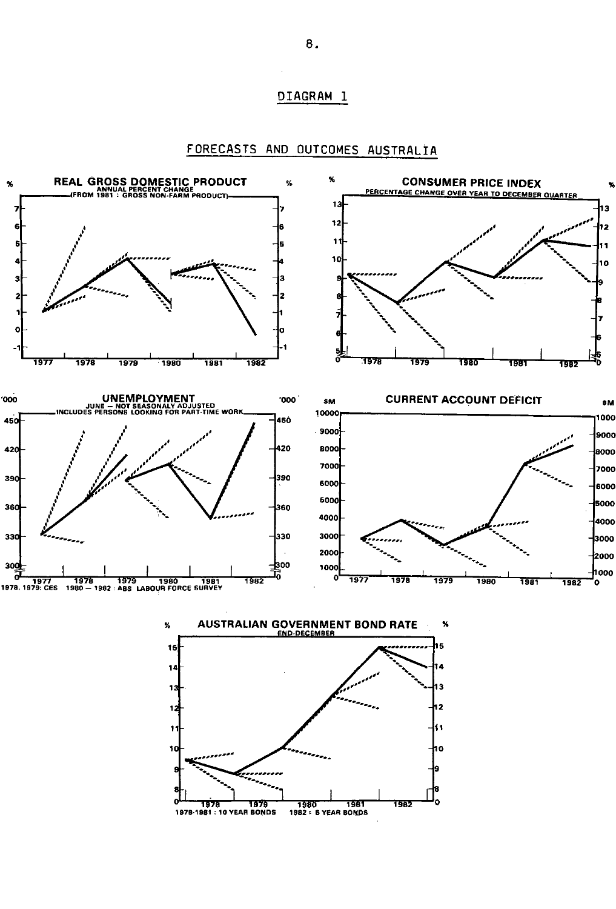## DIAGRAM 1

## FORECASTS AND OUTCOMES AUSTRALIA

**REAL GROSS DOMESTIC PRODUCT**
ANNUAL PERCENT CHANGE
(FROM 1981 : GROSS NON-FARM PRODUCT)

% 7 6 5 4 3 2 1 0 -1

1977 1978 1979 1980 1981 1982

**CONSUMER PRICE INDEX**
PERCENTAGE CHANGE OVER YEAR TO DECEMBER QUARTER

% 13 12 11 10 9 8 7 6 5 0

1978 1979 1980 1981 1982

**UNEMPLOYMENT**
JUNE — NOT SEASONALY ADJUSTED
INCLUDES PERSONS LOOKING FOR PART-TIME WORK

'000 450 420 390 360 330 300 0

1977 1978 1979 1980 1981 1982

1978, 1979: CES 1980 — 1982 : ABS LABOUR FORCE SURVEY

**CURRENT ACCOUNT DEFICIT**

$M 10000 9000 8000 7000 6000 5000 4000 3000 2000 1000 0

1977 1978 1979 1980 1981 1982

**AUSTRALIAN GOVERNMENT BOND RATE**
END-DECEMBER

% 15 14 13 12 11 10 9 8 0

1978 1979 1980 1981 1982

1978-1981 : 10 YEAR BONDS 1982 : 5 YEAR BONDS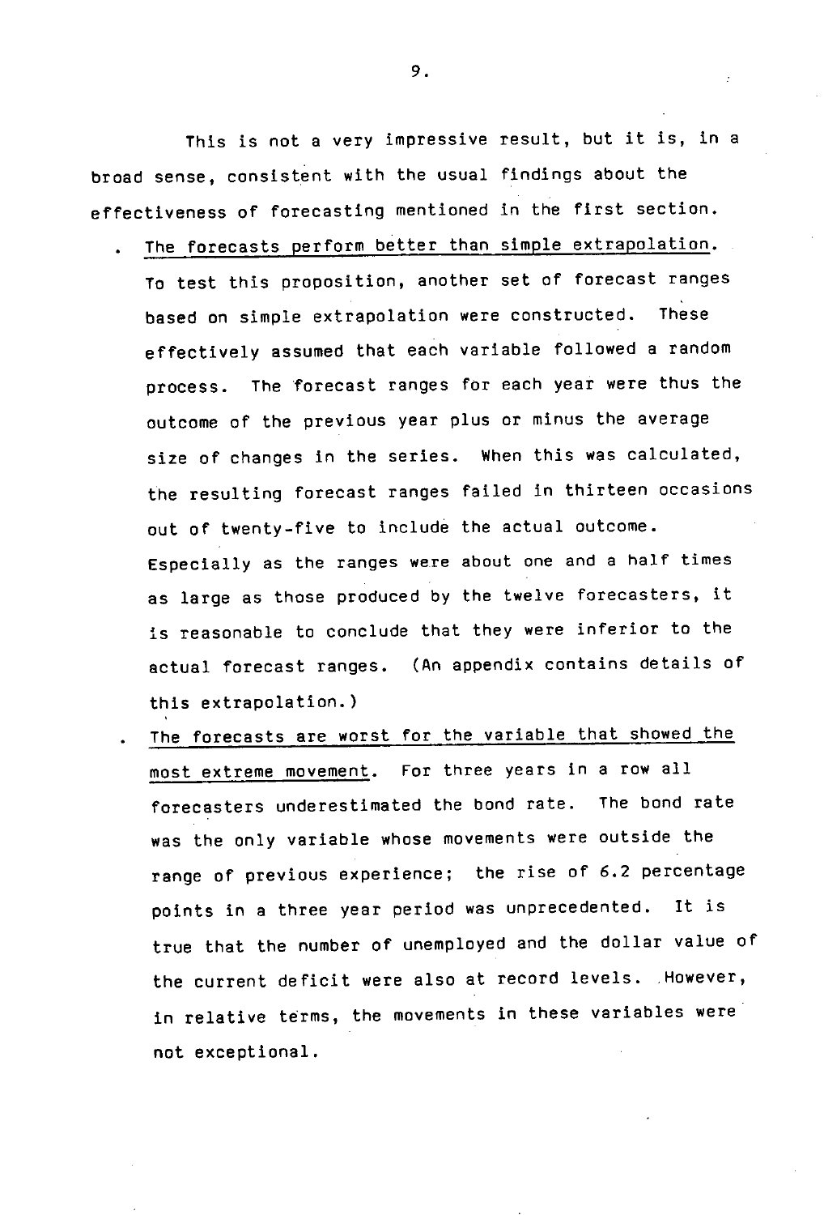This is not a very impressive result, but it is, in a broad sense, consistent with the usual findings about the effectiveness of forecasting mentioned in the first section.

- The forecasts perform better than simple extrapolation. To test this proposition, another set of forecast ranges based on simple extrapolation were constructed. These effectively assumed that each variable followed a random process. The forecast ranges for each year were thus the outcome of the previous year plus or minus the average size of changes in the series. When this was calculated, the resulting forecast ranges failed in thirteen occasions out of twenty-five to include the actual outcome. Especially as the ranges were about one and a half times as large as those produced by the twelve forecasters, it is reasonable to conclude that they were inferior to the actual forecast ranges. (An appendix contains details of this extrapolation.)
- The forecasts are worst for the variable that showed the most extreme movement. For three years in a row all forecasters underestimated the bond rate. The bond rate was the only variable whose movements were outside the range of previous experience; the rise of 6.2 percentage points in a three year period was unprecedented. It is true that the number of unemployed and the dollar value of the current deficit were also at record levels. However, in relative terms, the movements in these variables were not exceptional.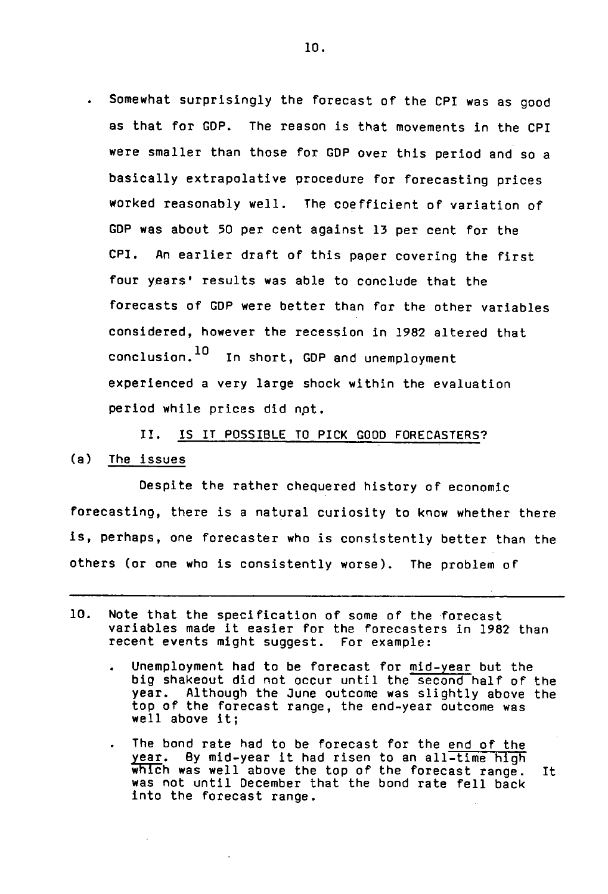- Somewhat surprisingly the forecast of the CPI was as good as that for GDP. The reason is that movements in the CPI were smaller than those for GDP over this period and so a basically extrapolative procedure for forecasting prices worked reasonably well. The coefficient of variation of GDP was about 50 per cent against 13 per cent for the CPI. An earlier draft of this paper covering the first four years' results was able to conclude that the forecasts of GDP were better than for the other variables considered, however the recession in 1982 altered that conclusion.[10] In short, GDP and unemployment experienced a very large shock within the evaluation period while prices did not.

## II. IS IT POSSIBLE TO PICK GOOD FORECASTERS?

### (a) The issues

Despite the rather chequered history of economic forecasting, there is a natural curiosity to know whether there is, perhaps, one forecaster who is consistently better than the others (or one who is consistently worse). The problem of

---

10. Note that the specification of some of the forecast variables made it easier for the forecasters in 1982 than recent events might suggest. For example:

    - Unemployment had to be forecast for mid-year but the big shakeout did not occur until the second half of the year. Although the June outcome was slightly above the top of the forecast range, the end-year outcome was well above it;

    - The bond rate had to be forecast for the end of the year. By mid-year it had risen to an all-time high which was well above the top of the forecast range. It was not until December that the bond rate fell back into the forecast range.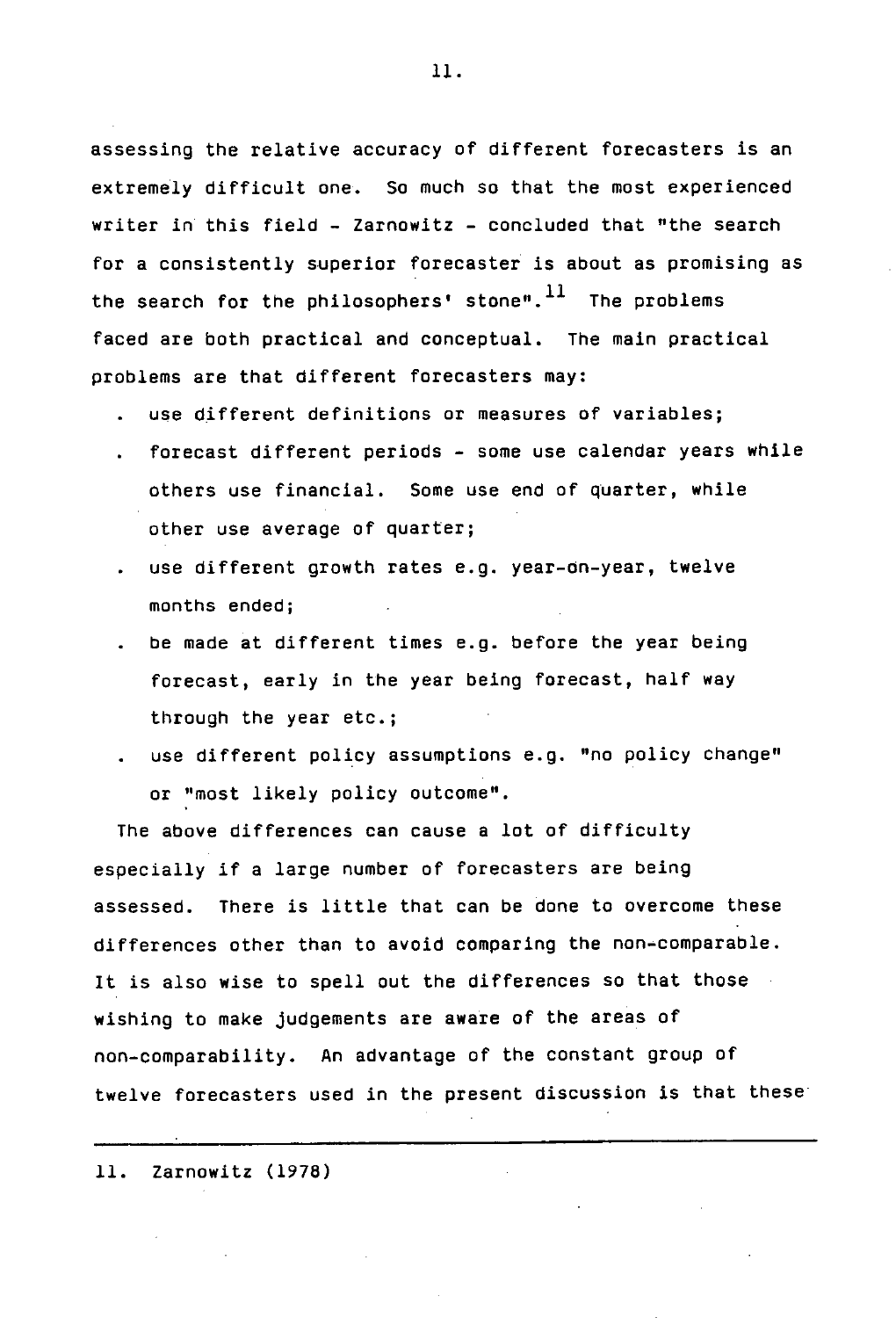assessing the relative accuracy of different forecasters is an extremely difficult one. So much so that the most experienced writer in this field - Zarnowitz - concluded that "the search for a consistently superior forecaster is about as promising as the search for the philosophers' stone".[11] The problems faced are both practical and conceptual. The main practical problems are that different forecasters may:

- use different definitions or measures of variables;
- forecast different periods - some use calendar years while others use financial. Some use end of quarter, while other use average of quarter;
- use different growth rates e.g. year-on-year, twelve months ended;
- be made at different times e.g. before the year being forecast, early in the year being forecast, half way through the year etc.;
- use different policy assumptions e.g. "no policy change" or "most likely policy outcome".

The above differences can cause a lot of difficulty especially if a large number of forecasters are being assessed. There is little that can be done to overcome these differences other than to avoid comparing the non-comparable. It is also wise to spell out the differences so that those wishing to make judgements are aware of the areas of non-comparability. An advantage of the constant group of twelve forecasters used in the present discussion is that these

---

11. Zarnowitz (1978)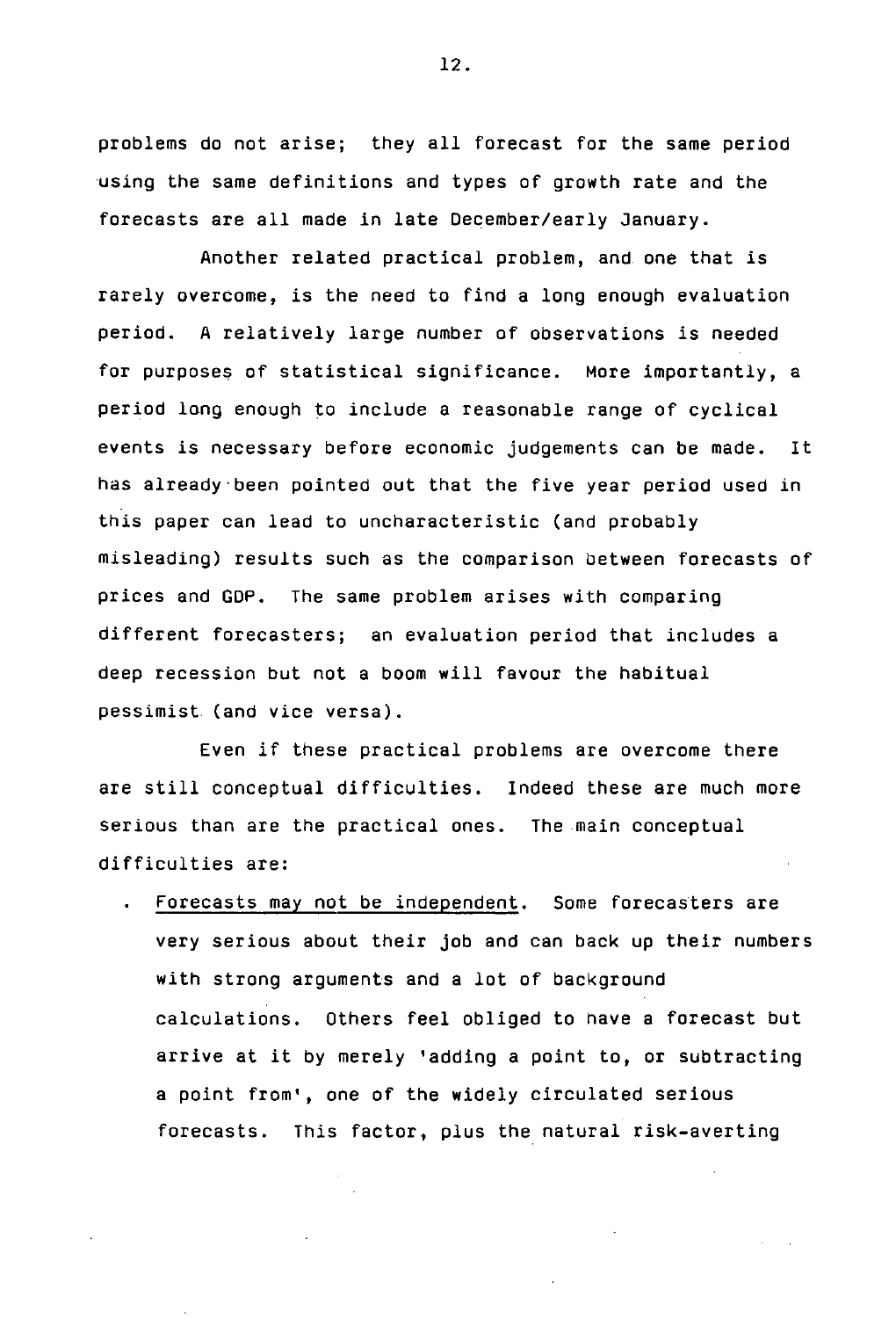problems do not arise; they all forecast for the same period using the same definitions and types of growth rate and the forecasts are all made in late December/early January.

Another related practical problem, and one that is rarely overcome, is the need to find a long enough evaluation period. A relatively large number of observations is needed for purposes of statistical significance. More importantly, a period long enough to include a reasonable range of cyclical events is necessary before economic judgements can be made. It has already been pointed out that the five year period used in this paper can lead to uncharacteristic (and probably misleading) results such as the comparison between forecasts of prices and GDP. The same problem arises with comparing different forecasters; an evaluation period that includes a deep recession but not a boom will favour the habitual pessimist (and vice versa).

Even if these practical problems are overcome there are still conceptual difficulties. Indeed these are much more serious than are the practical ones. The main conceptual difficulties are:

- <u>Forecasts may not be independent</u>. Some forecasters are very serious about their job and can back up their numbers with strong arguments and a lot of background calculations. Others feel obliged to have a forecast but arrive at it by merely 'adding a point to, or subtracting a point from', one of the widely circulated serious forecasts. This factor, plus the natural risk-averting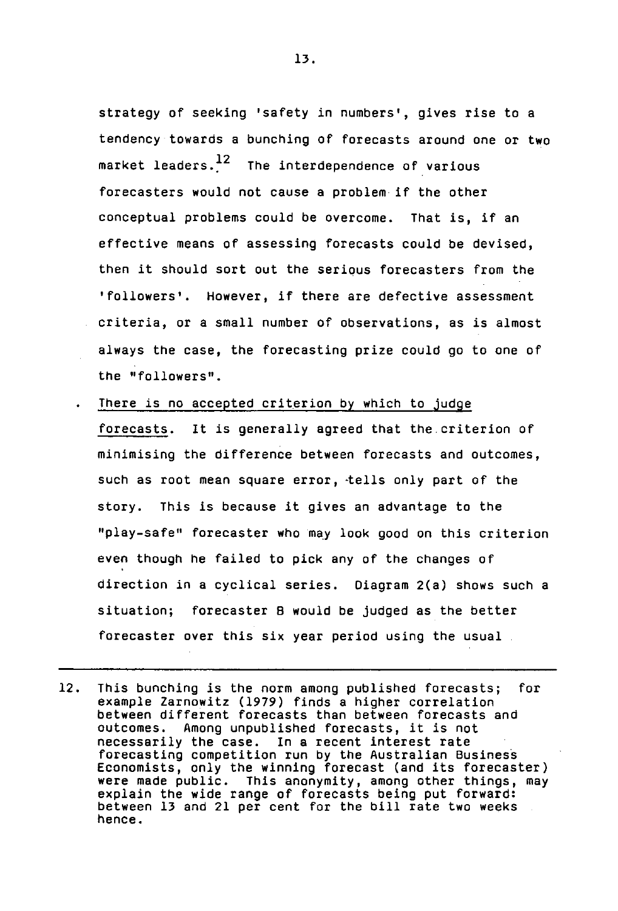strategy of seeking 'safety in numbers', gives rise to a tendency towards a bunching of forecasts around one or two market leaders.[12] The interdependence of various forecasters would not cause a problem if the other conceptual problems could be overcome. That is, if an effective means of assessing forecasts could be devised, then it should sort out the serious forecasters from the 'followers'. However, if there are defective assessment criteria, or a small number of observations, as is almost always the case, the forecasting prize could go to one of the "followers".

- <u>There is no accepted criterion by which to judge forecasts</u>. It is generally agreed that the criterion of minimising the difference between forecasts and outcomes, such as root mean square error, tells only part of the story. This is because it gives an advantage to the "play-safe" forecaster who may look good on this criterion even though he failed to pick any of the changes of direction in a cyclical series. Diagram 2(a) shows such a situation; forecaster B would be judged as the better forecaster over this six year period using the usual

---

12. This bunching is the norm among published forecasts; for example Zarnowitz (1979) finds a higher correlation between different forecasts than between forecasts and outcomes. Among unpublished forecasts, it is not necessarily the case. In a recent interest rate forecasting competition run by the Australian Business Economists, only the winning forecast (and its forecaster) were made public. This anonymity, among other things, may explain the wide range of forecasts being put forward: between 13 and 21 per cent for the bill rate two weeks hence.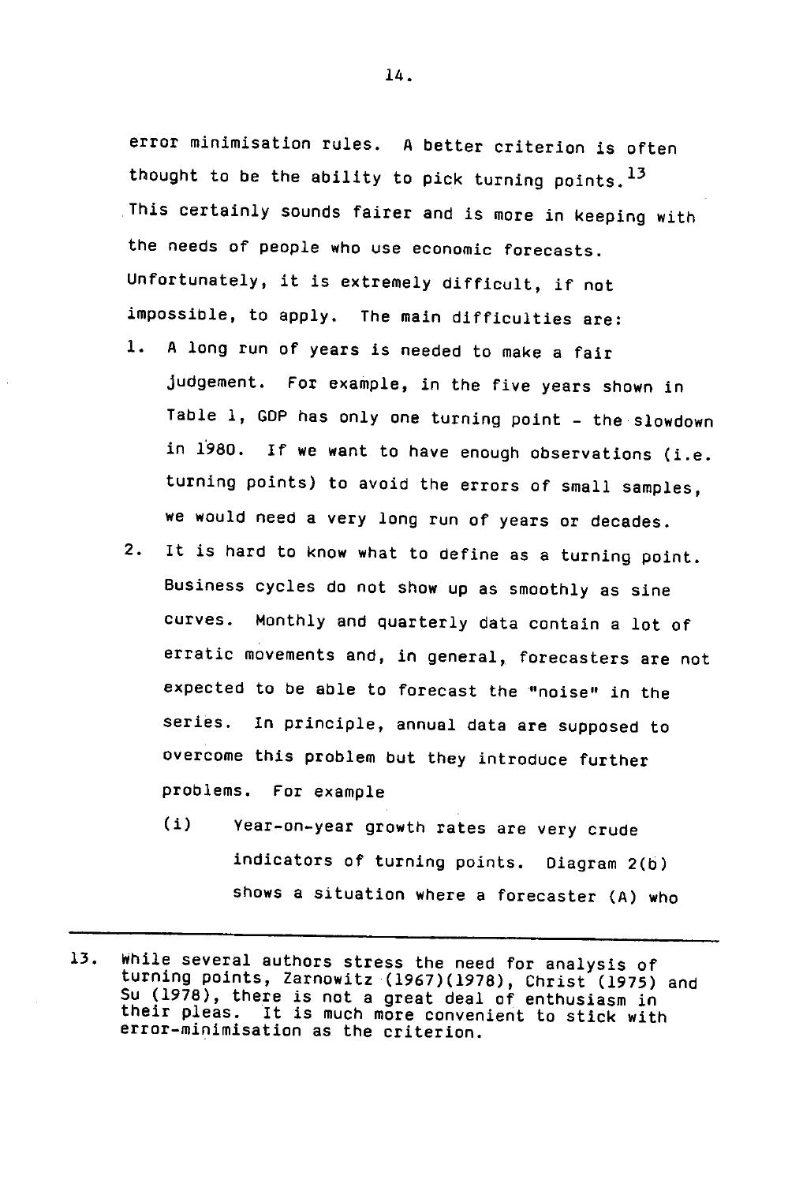error minimisation rules. A better criterion is often thought to be the ability to pick turning points.[13] This certainly sounds fairer and is more in keeping with the needs of people who use economic forecasts. Unfortunately, it is extremely difficult, if not impossible, to apply. The main difficulties are:

1. A long run of years is needed to make a fair judgement. For example, in the five years shown in Table 1, GDP has only one turning point - the slowdown in 1980. If we want to have enough observations (i.e. turning points) to avoid the errors of small samples, we would need a very long run of years or decades.
2. It is hard to know what to define as a turning point. Business cycles do not show up as smoothly as sine curves. Monthly and quarterly data contain a lot of erratic movements and, in general, forecasters are not expected to be able to forecast the "noise" in the series. In principle, annual data are supposed to overcome this problem but they introduce further problems. For example
   - (i) Year-on-year growth rates are very crude indicators of turning points. Diagram 2(b) shows a situation where a forecaster (A) who

---

13. While several authors stress the need for analysis of turning points, Zarnowitz (1967)(1978), Christ (1975) and Su (1978), there is not a great deal of enthusiasm in their pleas. It is much more convenient to stick with error-minimisation as the criterion.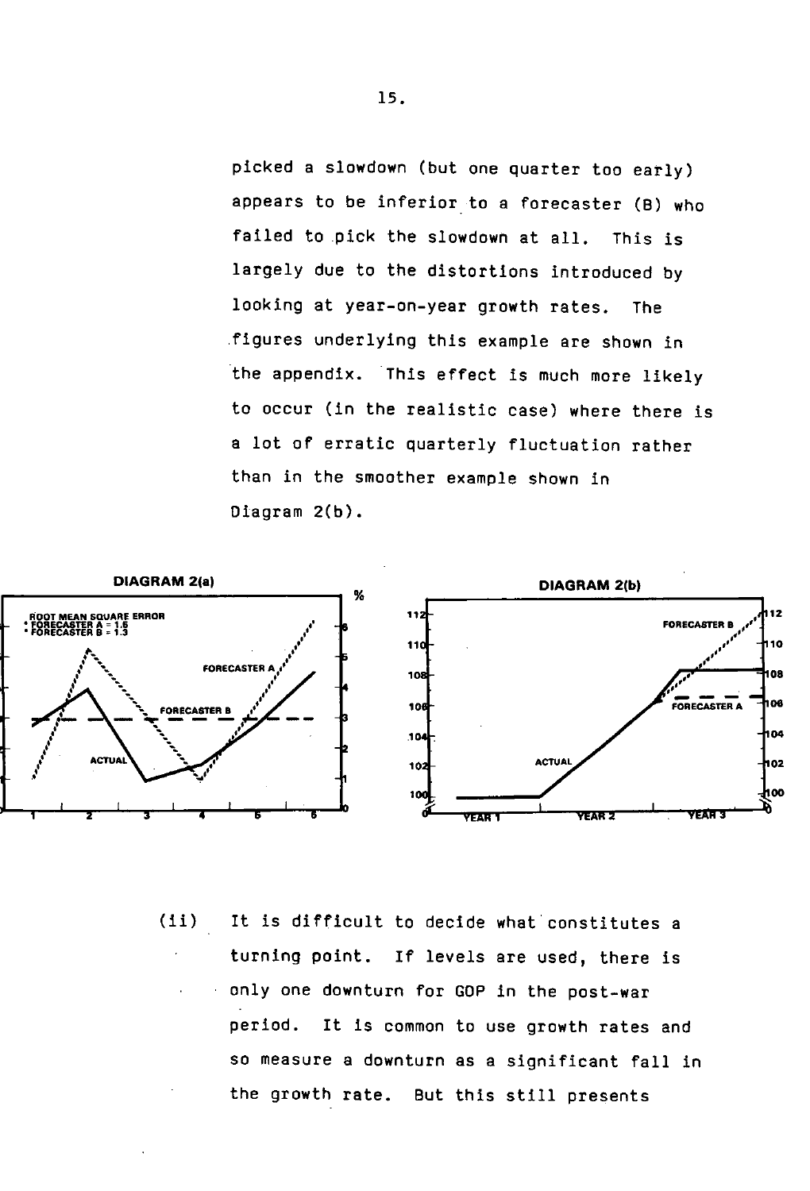picked a slowdown (but one quarter too early) appears to be inferior to a forecaster (B) who failed to pick the slowdown at all. This is largely due to the distortions introduced by looking at year-on-year growth rates. The figures underlying this example are shown in the appendix. This effect is much more likely to occur (in the realistic case) where there is a lot of erratic quarterly fluctuation rather than in the smoother example shown in Diagram 2(b).

**DIAGRAM 2(a)**

ROOT MEAN SQUARE ERROR
- FORECASTER A = 1.6
- FORECASTER B = 1.3

**DIAGRAM 2(b)**

(ii) It is difficult to decide what constitutes a turning point. If levels are used, there is only one downturn for GDP in the post-war period. It is common to use growth rates and so measure a downturn as a significant fall in the growth rate. But this still presents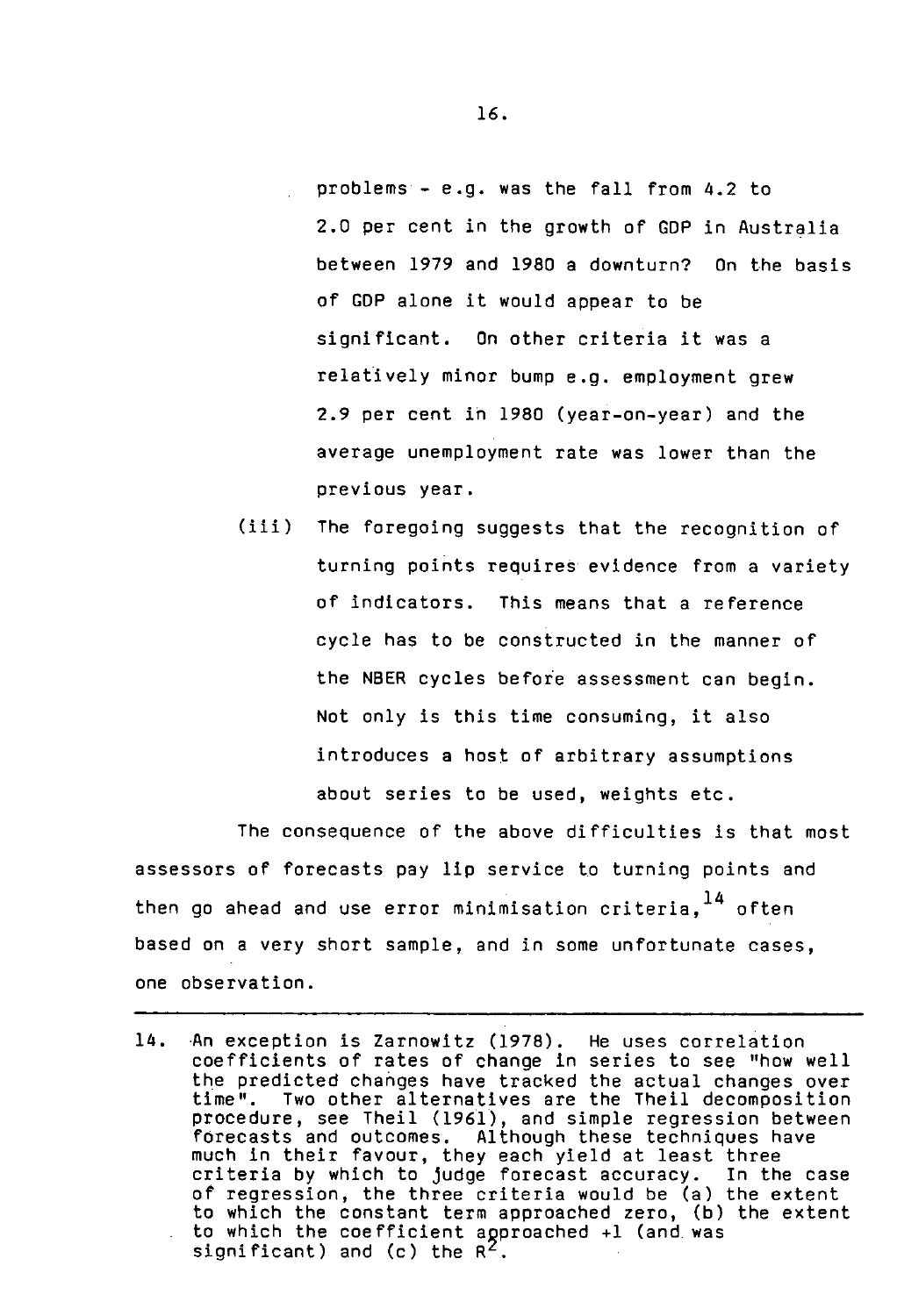problems - e.g. was the fall from 4.2 to 2.0 per cent in the growth of GDP in Australia between 1979 and 1980 a downturn? On the basis of GDP alone it would appear to be significant. On other criteria it was a relatively minor bump e.g. employment grew 2.9 per cent in 1980 (year-on-year) and the average unemployment rate was lower than the previous year.

(iii) The foregoing suggests that the recognition of turning points requires evidence from a variety of indicators. This means that a reference cycle has to be constructed in the manner of the NBER cycles before assessment can begin. Not only is this time consuming, it also introduces a host of arbitrary assumptions about series to be used, weights etc.

The consequence of the above difficulties is that most assessors of forecasts pay lip service to turning points and then go ahead and use error minimisation criteria,[14] often based on a very short sample, and in some unfortunate cases, one observation.

---

14. An exception is Zarnowitz (1978). He uses correlation coefficients of rates of change in series to see "how well the predicted changes have tracked the actual changes over time". Two other alternatives are the Theil decomposition procedure, see Theil (1961), and simple regression between forecasts and outcomes. Although these techniques have much in their favour, they each yield at least three criteria by which to judge forecast accuracy. In the case of regression, the three criteria would be (a) the extent to which the constant term approached zero, (b) the extent to which the coefficient approached +1 (and was significant) and (c) the $R^2$.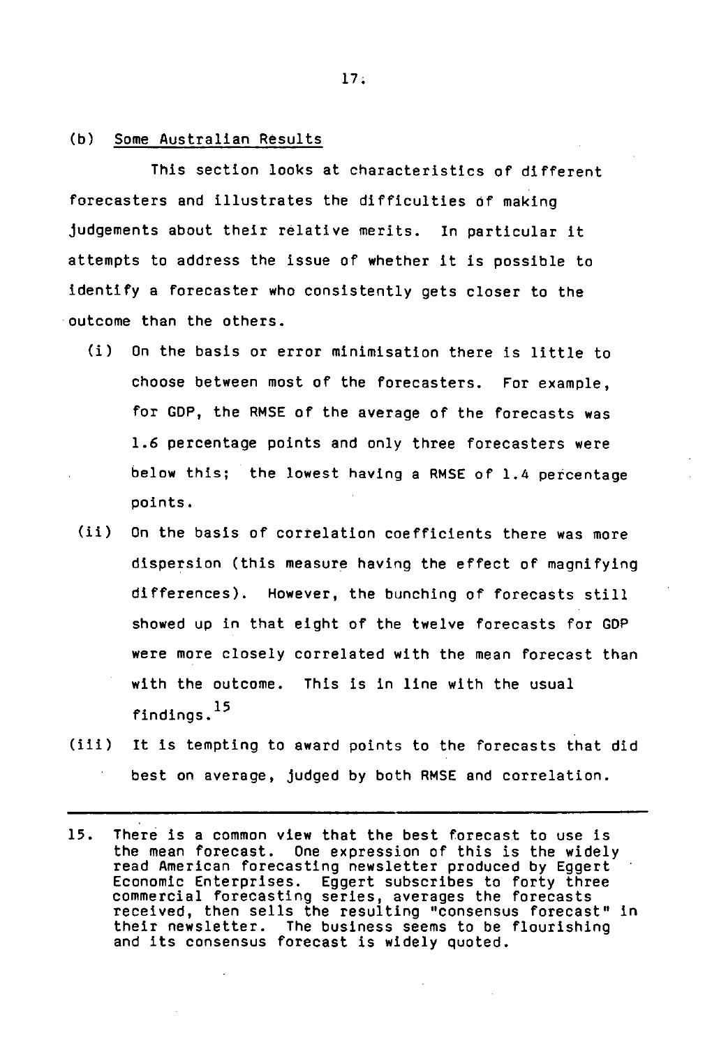### (b) Some Australian Results

This section looks at characteristics of different forecasters and illustrates the difficulties of making judgements about their relative merits. In particular it attempts to address the issue of whether it is possible to identify a forecaster who consistently gets closer to the outcome than the others.

(i) On the basis or error minimisation there is little to choose between most of the forecasters. For example, for GDP, the RMSE of the average of the forecasts was 1.6 percentage points and only three forecasters were below this; the lowest having a RMSE of 1.4 percentage points.

(ii) On the basis of correlation coefficients there was more dispersion (this measure having the effect of magnifying differences). However, the bunching of forecasts still showed up in that eight of the twelve forecasts for GDP were more closely correlated with the mean forecast than with the outcome. This is in line with the usual findings.[15]

(iii) It is tempting to award points to the forecasts that did best on average, judged by both RMSE and correlation.

---

15. There is a common view that the best forecast to use is the mean forecast. One expression of this is the widely read American forecasting newsletter produced by Eggert Economic Enterprises. Eggert subscribes to forty three commercial forecasting series, averages the forecasts received, then sells the resulting "consensus forecast" in their newsletter. The business seems to be flourishing and its consensus forecast is widely quoted.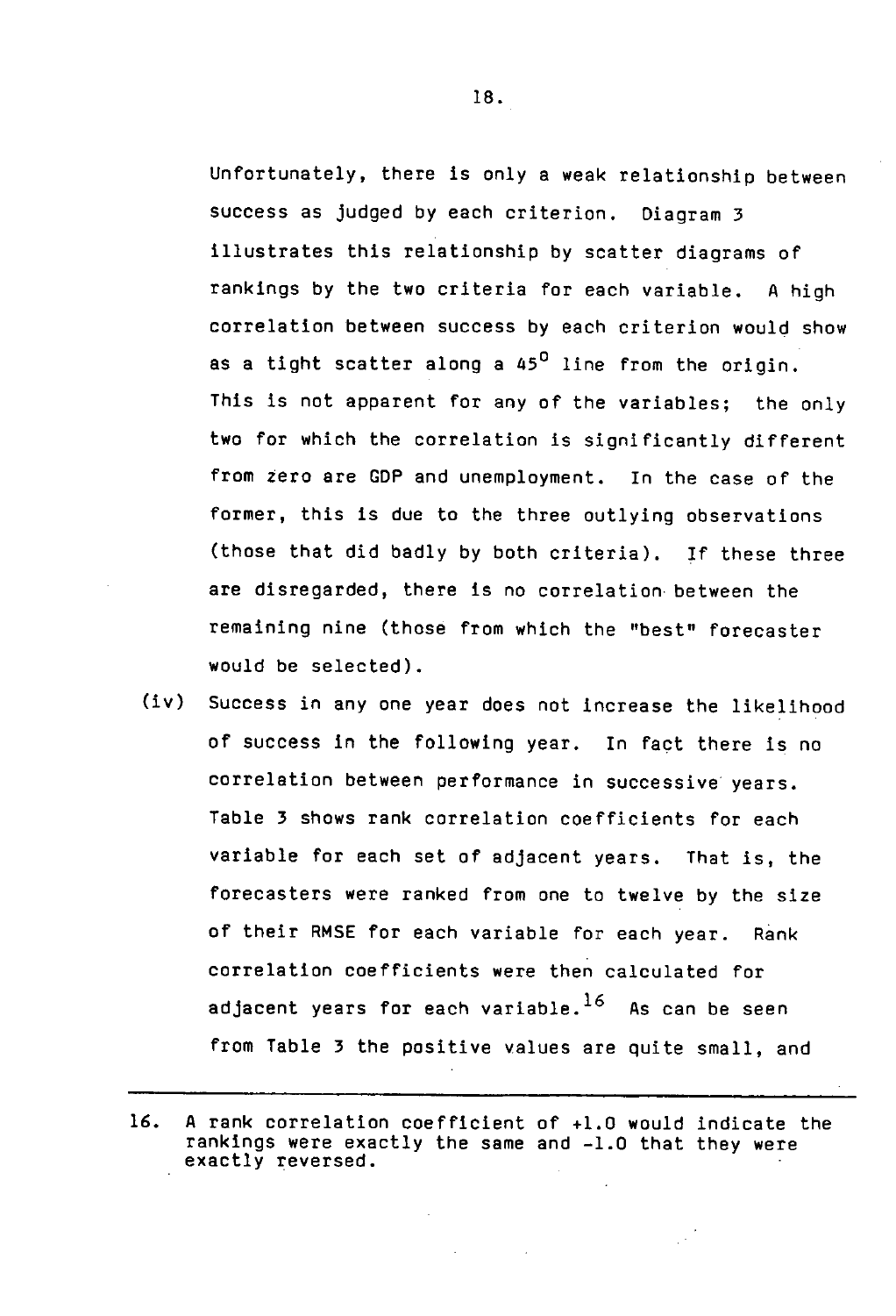Unfortunately, there is only a weak relationship between success as judged by each criterion. Diagram 3 illustrates this relationship by scatter diagrams of rankings by the two criteria for each variable. A high correlation between success by each criterion would show as a tight scatter along a $45^{0}$ line from the origin. This is not apparent for any of the variables; the only two for which the correlation is significantly different from zero are GDP and unemployment. In the case of the former, this is due to the three outlying observations (those that did badly by both criteria). If these three are disregarded, there is no correlation between the remaining nine (those from which the "best" forecaster would be selected).

(iv) Success in any one year does not increase the likelihood of success in the following year. In fact there is no correlation between performance in successive years. Table 3 shows rank correlation coefficients for each variable for each set of adjacent years. That is, the forecasters were ranked from one to twelve by the size of their RMSE for each variable for each year. Rank correlation coefficients were then calculated for adjacent years for each variable.[16] As can be seen from Table 3 the positive values are quite small, and

---

16. A rank correlation coefficient of +1.0 would indicate the rankings were exactly the same and -1.0 that they were exactly reversed.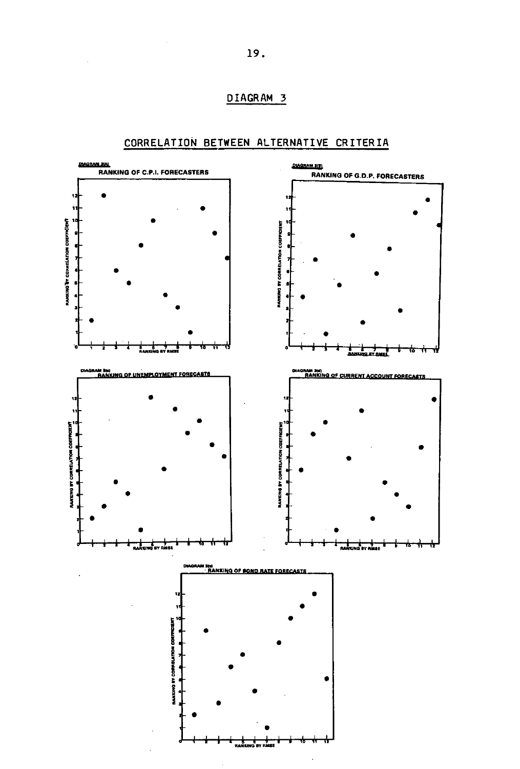# DIAGRAM 3

## CORRELATION BETWEEN ALTERNATIVE CRITERIA

DIAGRAM 3(a)

RANKING OF C.P.I. FORECASTERS

RANKING BY CORRELATION COEFFICIENT

RANKING BY RMSE

DIAGRAM 3(b)

RANKING OF G.D.P. FORECASTERS

RANKING BY CORRELATION COEFFICIENT

RANKING BY RMSE

DIAGRAM 3(c)

RANKING OF UNEMPLOYMENT FORECASTS

RANKING BY CORRELATION COEFFICIENT

RANKING BY RMSE

DIAGRAM 3(d)

RANKING OF CURRENT ACCOUNT FORECASTS

RANKING BY CORRELATION COEFFICIENT

RANKING BY RMSE

DIAGRAM 3(e)

RANKING OF BOND RATE FORECASTS

RANKING BY CORRELATION COEFFICIENT

RANKING BY RMSE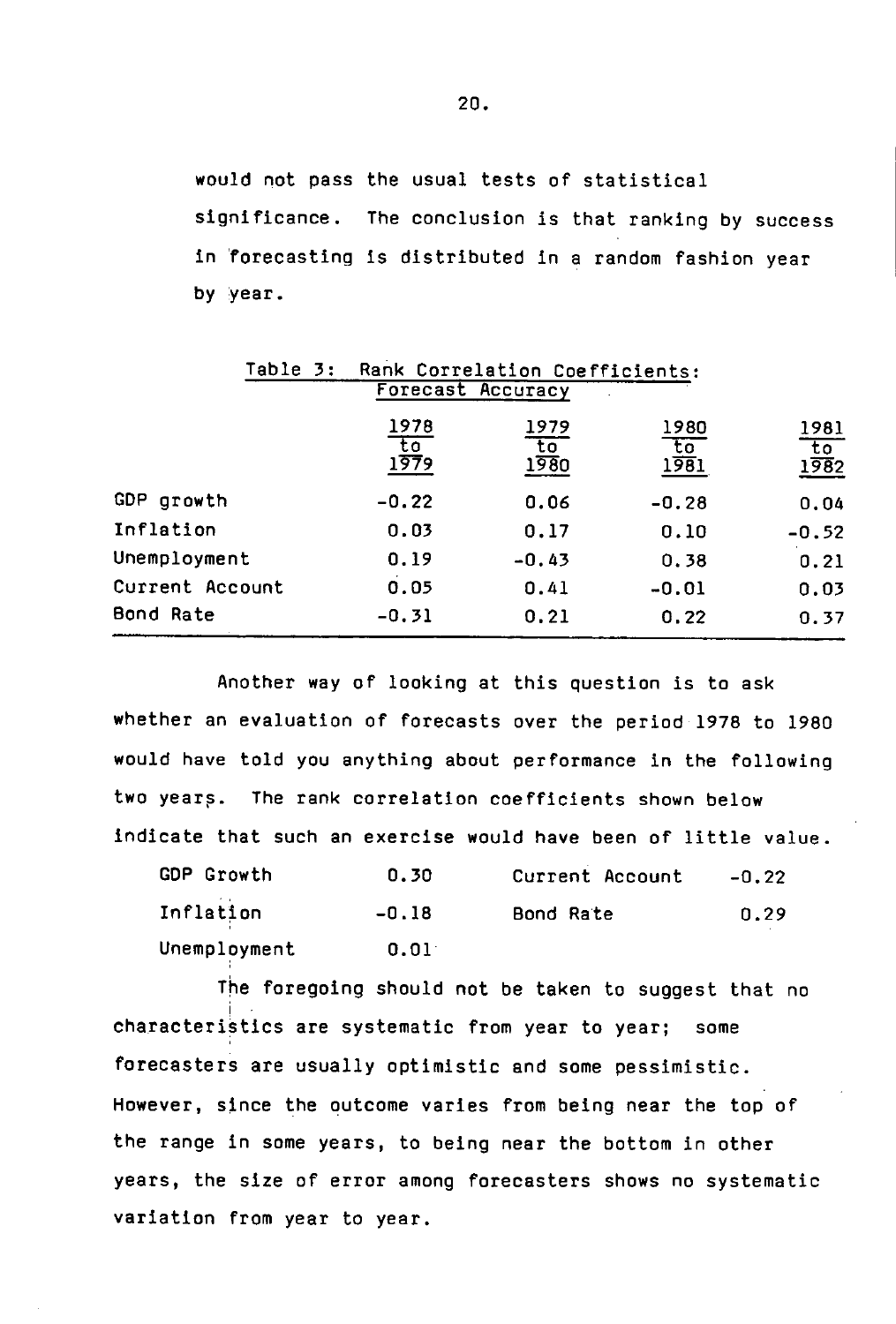would not pass the usual tests of statistical significance. The conclusion is that ranking by success in forecasting is distributed in a random fashion year by year.

Table 3: Rank Correlation Coefficients: Forecast Accuracy

| | 1978 to 1979 | 1979 to 1980 | 1980 to 1981 | 1981 to 1982 |
|---|---|---|---|---|
| GDP growth | -0.22 | 0.06 | -0.28 | 0.04 |
| Inflation | 0.03 | 0.17 | 0.10 | -0.52 |
| Unemployment | 0.19 | -0.43 | 0.38 | 0.21 |
| Current Account | 0.05 | 0.41 | -0.01 | 0.03 |
| Bond Rate | -0.31 | 0.21 | 0.22 | 0.37 |

Another way of looking at this question is to ask whether an evaluation of forecasts over the period 1978 to 1980 would have told you anything about performance in the following two years. The rank correlation coefficients shown below indicate that such an exercise would have been of little value.

| | | | |
|---|---|---|---|
| GDP Growth | 0.30 | Current Account | -0.22 |
| Inflation | -0.18 | Bond Rate | 0.29 |
| Unemployment | 0.01 | | |

The foregoing should not be taken to suggest that no characteristics are systematic from year to year; some forecasters are usually optimistic and some pessimistic. However, since the outcome varies from being near the top of the range in some years, to being near the bottom in other years, the size of error among forecasters shows no systematic variation from year to year.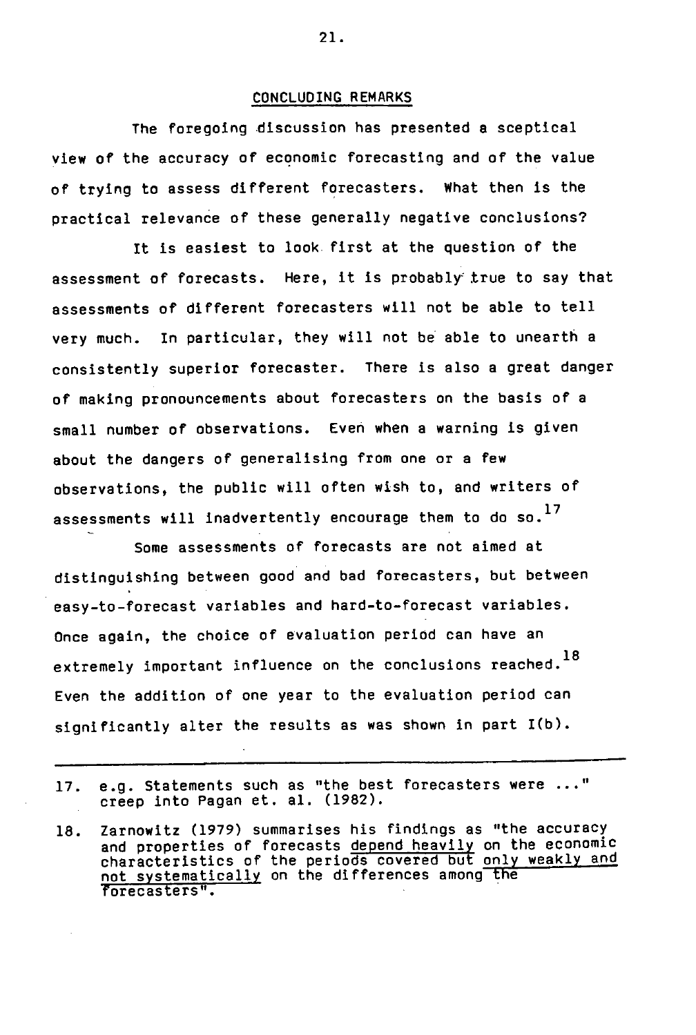## CONCLUDING REMARKS

The foregoing discussion has presented a sceptical view of the accuracy of economic forecasting and of the value of trying to assess different forecasters. What then is the practical relevance of these generally negative conclusions?

It is easiest to look first at the question of the assessment of forecasts. Here, it is probably true to say that assessments of different forecasters will not be able to tell very much. In particular, they will not be able to unearth a consistently superior forecaster. There is also a great danger of making pronouncements about forecasters on the basis of a small number of observations. Even when a warning is given about the dangers of generalising from one or a few observations, the public will often wish to, and writers of assessments will inadvertently encourage them to do so.[17]

Some assessments of forecasts are not aimed at distinguishing between good and bad forecasters, but between easy-to-forecast variables and hard-to-forecast variables. Once again, the choice of evaluation period can have an extremely important influence on the conclusions reached.[18] Even the addition of one year to the evaluation period can significantly alter the results as was shown in part I(b).

---

17. e.g. Statements such as "the best forecasters were ..." creep into Pagan et. al. (1982).

18. Zarnowitz (1979) summarises his findings as "the accuracy and properties of forecasts depend heavily on the economic characteristics of the periods covered but only weakly and not systematically on the differences among the forecasters".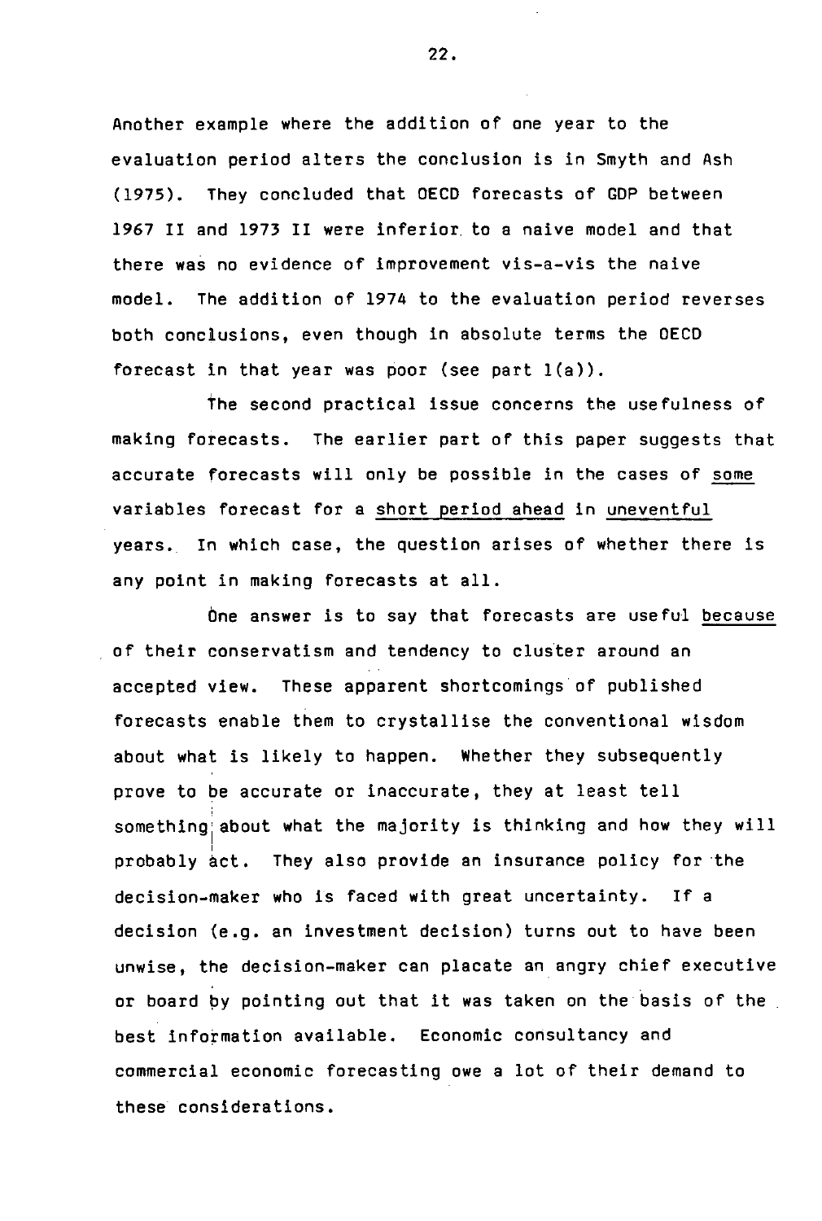Another example where the addition of one year to the evaluation period alters the conclusion is in Smyth and Ash (1975). They concluded that OECD forecasts of GDP between 1967 II and 1973 II were inferior to a naive model and that there was no evidence of improvement vis-a-vis the naive model. The addition of 1974 to the evaluation period reverses both conclusions, even though in absolute terms the OECD forecast in that year was poor (see part 1(a)).

The second practical issue concerns the usefulness of making forecasts. The earlier part of this paper suggests that accurate forecasts will only be possible in the cases of <u>some</u> variables forecast for a <u>short period ahead</u> in <u>uneventful</u> years. In which case, the question arises of whether there is any point in making forecasts at all.

One answer is to say that forecasts are useful <u>because</u> of their conservatism and tendency to cluster around an accepted view. These apparent shortcomings of published forecasts enable them to crystallise the conventional wisdom about what is likely to happen. Whether they subsequently prove to be accurate or inaccurate, they at least tell something about what the majority is thinking and how they will probably act. They also provide an insurance policy for the decision-maker who is faced with great uncertainty. If a decision (e.g. an investment decision) turns out to have been unwise, the decision-maker can placate an angry chief executive or board by pointing out that it was taken on the basis of the best information available. Economic consultancy and commercial economic forecasting owe a lot of their demand to these considerations.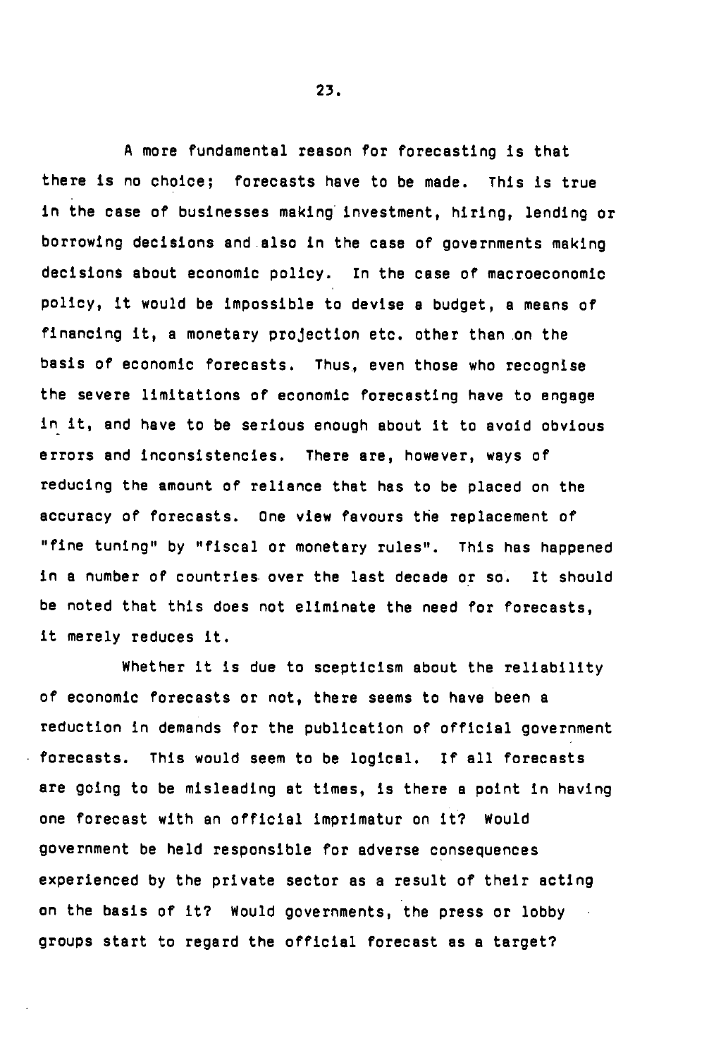A more fundamental reason for forecasting is that there is no choice; forecasts have to be made. This is true in the case of businesses making investment, hiring, lending or borrowing decisions and also in the case of governments making decisions about economic policy. In the case of macroeconomic policy, it would be impossible to devise a budget, a means of financing it, a monetary projection etc. other than on the basis of economic forecasts. Thus, even those who recognise the severe limitations of economic forecasting have to engage in it, and have to be serious enough about it to avoid obvious errors and inconsistencies. There are, however, ways of reducing the amount of reliance that has to be placed on the accuracy of forecasts. One view favours the replacement of "fine tuning" by "fiscal or monetary rules". This has happened in a number of countries over the last decade or so. It should be noted that this does not eliminate the need for forecasts, it merely reduces it.

Whether it is due to scepticism about the reliability of economic forecasts or not, there seems to have been a reduction in demands for the publication of official government forecasts. This would seem to be logical. If all forecasts are going to be misleading at times, is there a point in having one forecast with an official imprimatur on it? Would government be held responsible for adverse consequences experienced by the private sector as a result of their acting on the basis of it? Would governments, the press or lobby groups start to regard the official forecast as a target?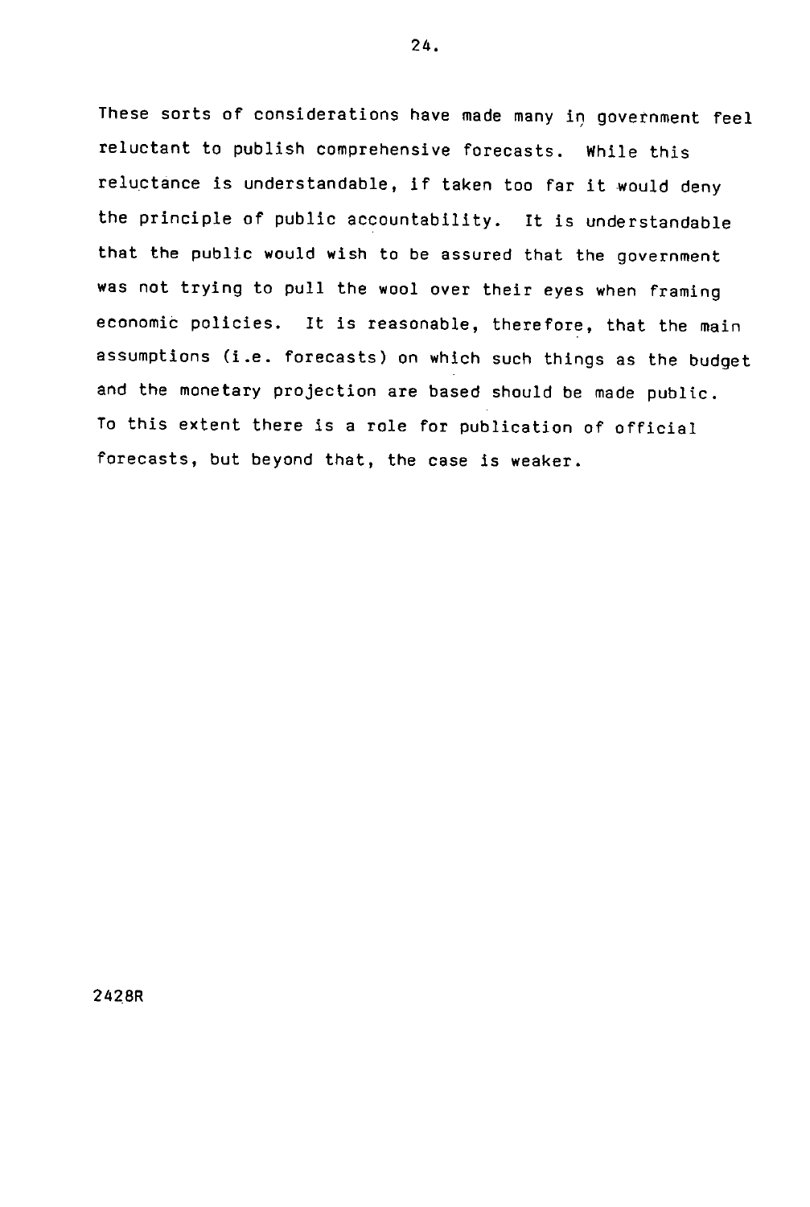These sorts of considerations have made many in government feel reluctant to publish comprehensive forecasts. While this reluctance is understandable, if taken too far it would deny the principle of public accountability. It is understandable that the public would wish to be assured that the government was not trying to pull the wool over their eyes when framing economic policies. It is reasonable, therefore, that the main assumptions (i.e. forecasts) on which such things as the budget and the monetary projection are based should be made public. To this extent there is a role for publication of official forecasts, but beyond that, the case is weaker.

2428R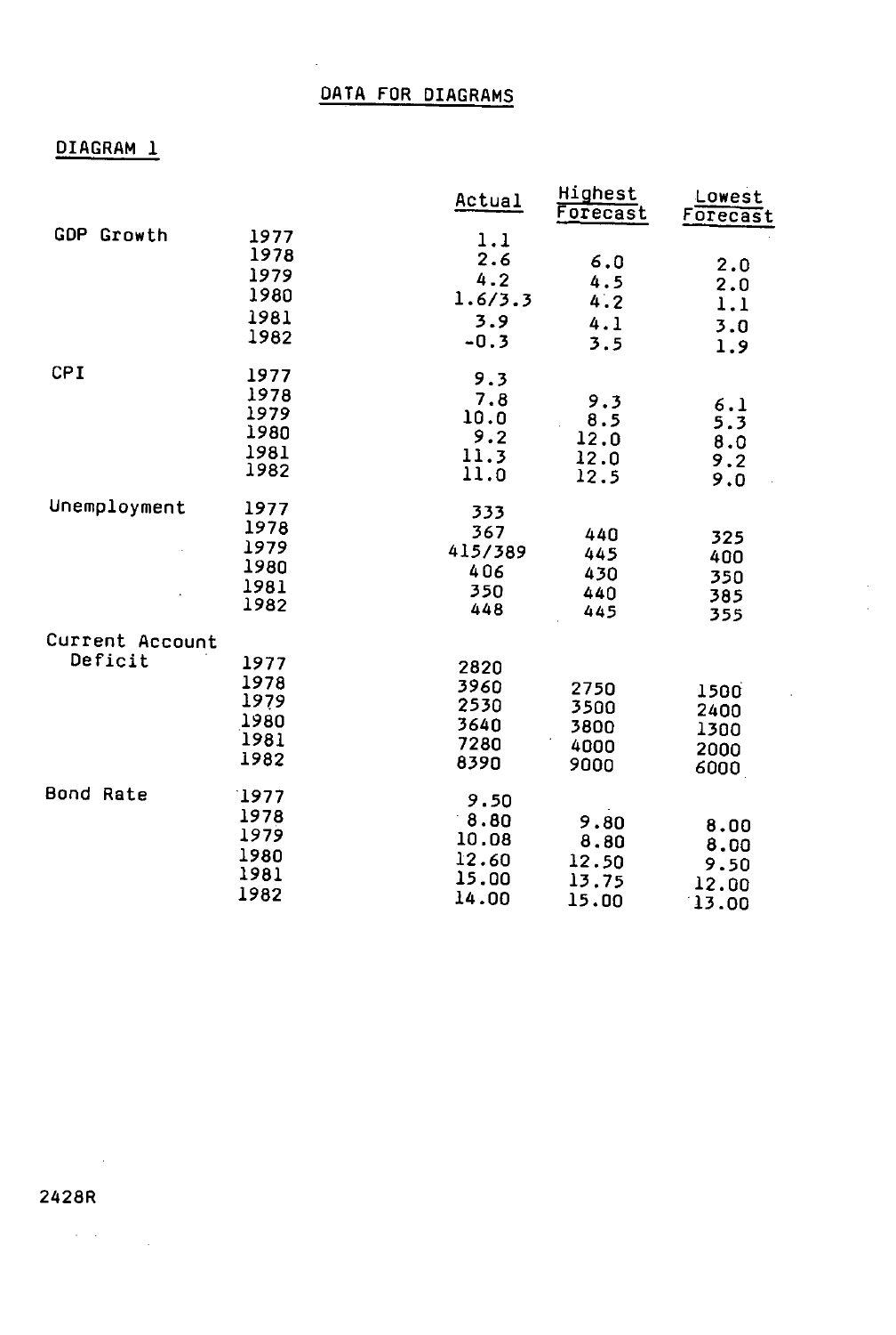# DATA FOR DIAGRAMS

## DIAGRAM 1

| | | Actual | Highest Forecast | Lowest Forecast |
|---|---|---|---|---|
| GDP Growth | 1977 | 1.1 | | |
| | 1978 | 2.6 | 6.0 | 2.0 |
| | 1979 | 4.2 | 4.5 | 2.0 |
| | 1980 | 1.6/3.3 | 4.2 | 1.1 |
| | 1981 | 3.9 | 4.1 | 3.0 |
| | 1982 | -0.3 | 3.5 | 1.9 |
| CPI | 1977 | 9.3 | | |
| | 1978 | 7.8 | 9.3 | 6.1 |
| | 1979 | 10.0 | 8.5 | 5.3 |
| | 1980 | 9.2 | 12.0 | 8.0 |
| | 1981 | 11.3 | 12.0 | 9.2 |
| | 1982 | 11.0 | 12.5 | 9.0 |
| Unemployment | 1977 | 333 | | |
| | 1978 | 367 | 440 | 325 |
| | 1979 | 415/389 | 445 | 400 |
| | 1980 | 406 | 430 | 350 |
| | 1981 | 350 | 440 | 385 |
| | 1982 | 448 | 445 | 355 |
| Current Account Deficit | 1977 | 2820 | | |
| | 1978 | 3960 | 2750 | 1500 |
| | 1979 | 2530 | 3500 | 2400 |
| | 1980 | 3640 | 3800 | 1300 |
| | 1981 | 7280 | 4000 | 2000 |
| | 1982 | 8390 | 9000 | 6000 |
| Bond Rate | 1977 | 9.50 | | |
| | 1978 | 8.80 | 9.80 | 8.00 |
| | 1979 | 10.08 | 8.80 | 8.00 |
| | 1980 | 12.60 | 12.50 | 9.50 |
| | 1981 | 15.00 | 13.75 | 12.00 |
| | 1982 | 14.00 | 15.00 | 13.00 |

2428R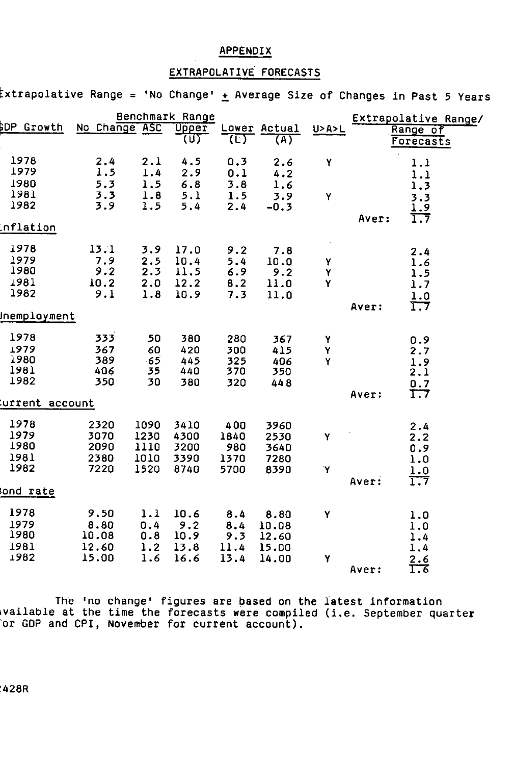# APPENDIX

## EXTRAPOLATIVE FORECASTS

Extrapolative Range = 'No Change' ± Average Size of Changes in Past 5 Years

| GDP Growth | Benchmark Range No Change | ASC | Upper (U) | Lower (L) | Actual (A) | U>A>L | | Extrapolative Range/ Range of Forecasts |
|---|---|---|---|---|---|---|---|---|
| 1978 | 2.4 | 2.1 | 4.5 | 0.3 | 2.6 | Y | | 1.1 |
| 1979 | 1.5 | 1.4 | 2.9 | 0.1 | 4.2 | | | 1.1 |
| 1980 | 5.3 | 1.5 | 6.8 | 3.8 | 1.6 | | | 1.3 |
| 1981 | 3.3 | 1.8 | 5.1 | 1.5 | 3.9 | Y | | 3.3 |
| 1982 | 3.9 | 1.5 | 5.4 | 2.4 | -0.3 | | | 1.9 |
| | | | | | | | Aver: | 1.7 |
| **Inflation** | | | | | | | | |
| 1978 | 13.1 | 3.9 | 17.0 | 9.2 | 7.8 | | | 2.4 |
| 1979 | 7.9 | 2.5 | 10.4 | 5.4 | 10.0 | Y | | 1.6 |
| 1980 | 9.2 | 2.3 | 11.5 | 6.9 | 9.2 | Y | | 1.5 |
| 1981 | 10.2 | 2.0 | 12.2 | 8.2 | 11.0 | Y | | 1.7 |
| 1982 | 9.1 | 1.8 | 10.9 | 7.3 | 11.0 | | | 1.0 |
| | | | | | | | Aver: | 1.7 |
| **Unemployment** | | | | | | | | |
| 1978 | 333 | 50 | 380 | 280 | 367 | Y | | 0.9 |
| 1979 | 367 | 60 | 420 | 300 | 415 | Y | | 2.7 |
| 1980 | 389 | 65 | 445 | 325 | 406 | Y | | 1.9 |
| 1981 | 406 | 35 | 440 | 370 | 350 | | | 2.1 |
| 1982 | 350 | 30 | 380 | 320 | 448 | | | 0.7 |
| | | | | | | | Aver: | 1.7 |
| **Current account** | | | | | | | | |
| 1978 | 2320 | 1090 | 3410 | 400 | 3960 | | | 2.4 |
| 1979 | 3070 | 1230 | 4300 | 1840 | 2530 | Y | | 2.2 |
| 1980 | 2090 | 1110 | 3200 | 980 | 3640 | | | 0.9 |
| 1981 | 2380 | 1010 | 3390 | 1370 | 7280 | | | 1.0 |
| 1982 | 7220 | 1520 | 8740 | 5700 | 8390 | Y | | 1.0 |
| | | | | | | | Aver: | 1.7 |
| **Bond rate** | | | | | | | | |
| 1978 | 9.50 | 1.1 | 10.6 | 8.4 | 8.80 | Y | | 1.0 |
| 1979 | 8.80 | 0.4 | 9.2 | 8.4 | 10.08 | | | 1.0 |
| 1980 | 10.08 | 0.8 | 10.9 | 9.3 | 12.60 | | | 1.4 |
| 1981 | 12.60 | 1.2 | 13.8 | 11.4 | 15.00 | | | 1.4 |
| 1982 | 15.00 | 1.6 | 16.6 | 13.4 | 14.00 | Y | | 2.6 |
| | | | | | | | Aver: | 1.6 |

The 'no change' figures are based on the latest information available at the time the forecasts were compiled (i.e. September quarter for GDP and CPI, November for current account).

2428R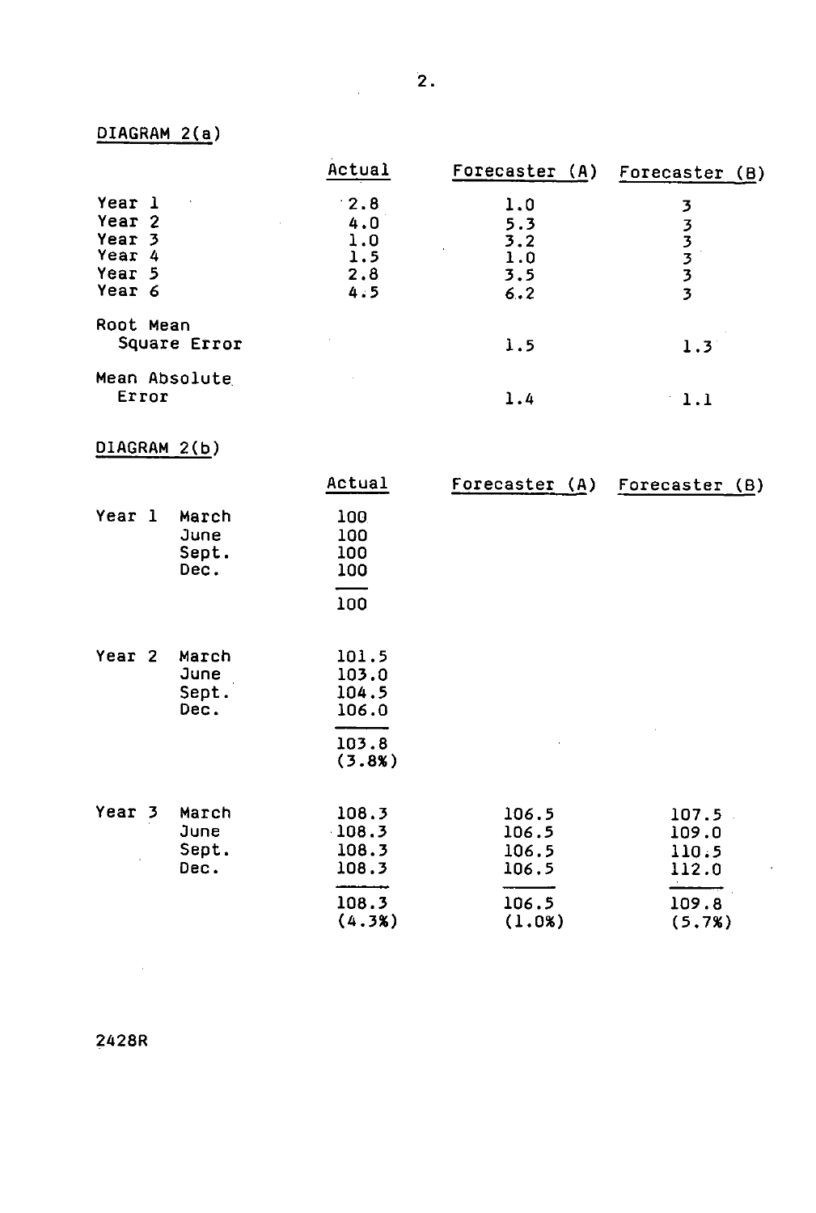DIAGRAM 2(a)

| | Actual | Forecaster (A) | Forecaster (B) |
|---|---|---|---|
| Year 1 | 2.8 | 1.0 | 3 |
| Year 2 | 4.0 | 5.3 | 3 |
| Year 3 | 1.0 | 3.2 | 3 |
| Year 4 | 1.5 | 1.0 | 3 |
| Year 5 | 2.8 | 3.5 | 3 |
| Year 6 | 4.5 | 6.2 | 3 |
| Root Mean Square Error | | 1.5 | 1.3 |
| Mean Absolute Error | | 1.4 | 1.1 |

DIAGRAM 2(b)

| | | Actual | Forecaster (A) | Forecaster (B) |
|---|---|---|---|---|
| Year 1 | March | 100 | | |
| | June | 100 | | |
| | Sept. | 100 | | |
| | Dec. | 100 | | |
| | | 100 | | |
| Year 2 | March | 101.5 | | |
| | June | 103.0 | | |
| | Sept. | 104.5 | | |
| | Dec. | 106.0 | | |
| | | 103.8 (3.8%) | | |
| Year 3 | March | 108.3 | 106.5 | 107.5 |
| | June | 108.3 | 106.5 | 109.0 |
| | Sept. | 108.3 | 106.5 | 110.5 |
| | Dec. | 108.3 | 106.5 | 112.0 |
| | | 108.3 (4.3%) | 106.5 (1.0%) | 109.8 (5.7%) |

2428R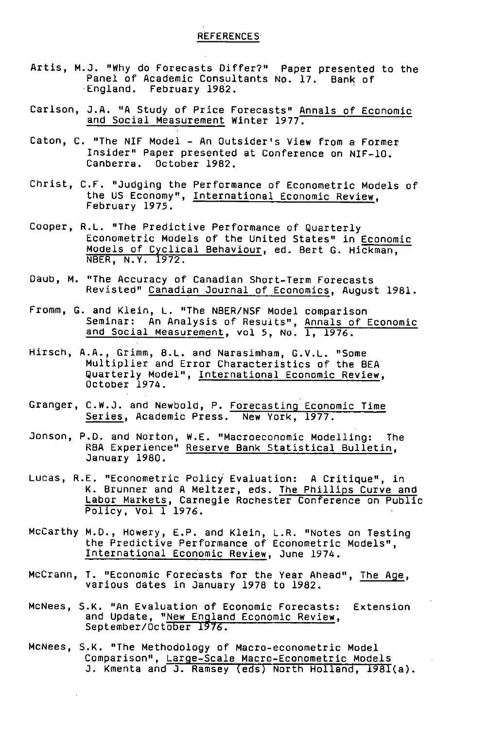# REFERENCES

Artis, M.J. "Why do Forecasts Differ?" Paper presented to the Panel of Academic Consultants No. 17. Bank of England. February 1982.

Carlson, J.A. "A Study of Price Forecasts" Annals of Economic and Social Measurement Winter 1977.

Caton, C. "The NIF Model - An Outsider's View from a Former Insider" Paper presented at Conference on NIF-10. Canberra. October 1982.

Christ, C.F. "Judging the Performance of Econometric Models of the US Economy", International Economic Review, February 1975.

Cooper, R.L. "The Predictive Performance of Quarterly Econometric Models of the United States" in Economic Models of Cyclical Behaviour, ed. Bert G. Hickman, NBER, N.Y. 1972.

Daub, M. "The Accuracy of Canadian Short-Term Forecasts Revisted" Canadian Journal of Economics, August 1981.

Fromm, G. and Klein, L. "The NBER/NSF Model comparison Seminar: An Analysis of Results", Annals of Economic and Social Measurement, vol 5, No. 1, 1976.

Hirsch, A.A., Grimm, B.L. and Narasimham, G.V.L. "Some Multiplier and Error Characteristics of the BEA Quarterly Model", International Economic Review, October 1974.

Granger, C.W.J. and Newbold, P. Forecasting Economic Time Series, Academic Press. New York, 1977.

Jonson, P.D. and Norton, W.E. "Macroeconomic Modelling: The RBA Experience" Reserve Bank Statistical Bulletin, January 1980.

Lucas, R.E. "Econometric Policy Evaluation: A Critique", in K. Brunner and A Meltzer, eds. The Phillips Curve and Labor Markets, Carnegie Rochester Conference on Public Policy, Vol 1 1976.

McCarthy M.D., Howery, E.P. and Klein, L.R. "Notes on Testing the Predictive Performance of Econometric Models", International Economic Review, June 1974.

McCrann, T. "Economic Forecasts for the Year Ahead", The Age, various dates in January 1978 to 1982.

McNees, S.K. "An Evaluation of Economic Forecasts: Extension and Update, "New England Economic Review, September/October 1976.

McNees, S.K. "The Methodology of Macro-econometric Model Comparison", Large-Scale Macro-Econometric Models J. Kmenta and J. Ramsey (eds) North Holland, 1981(a).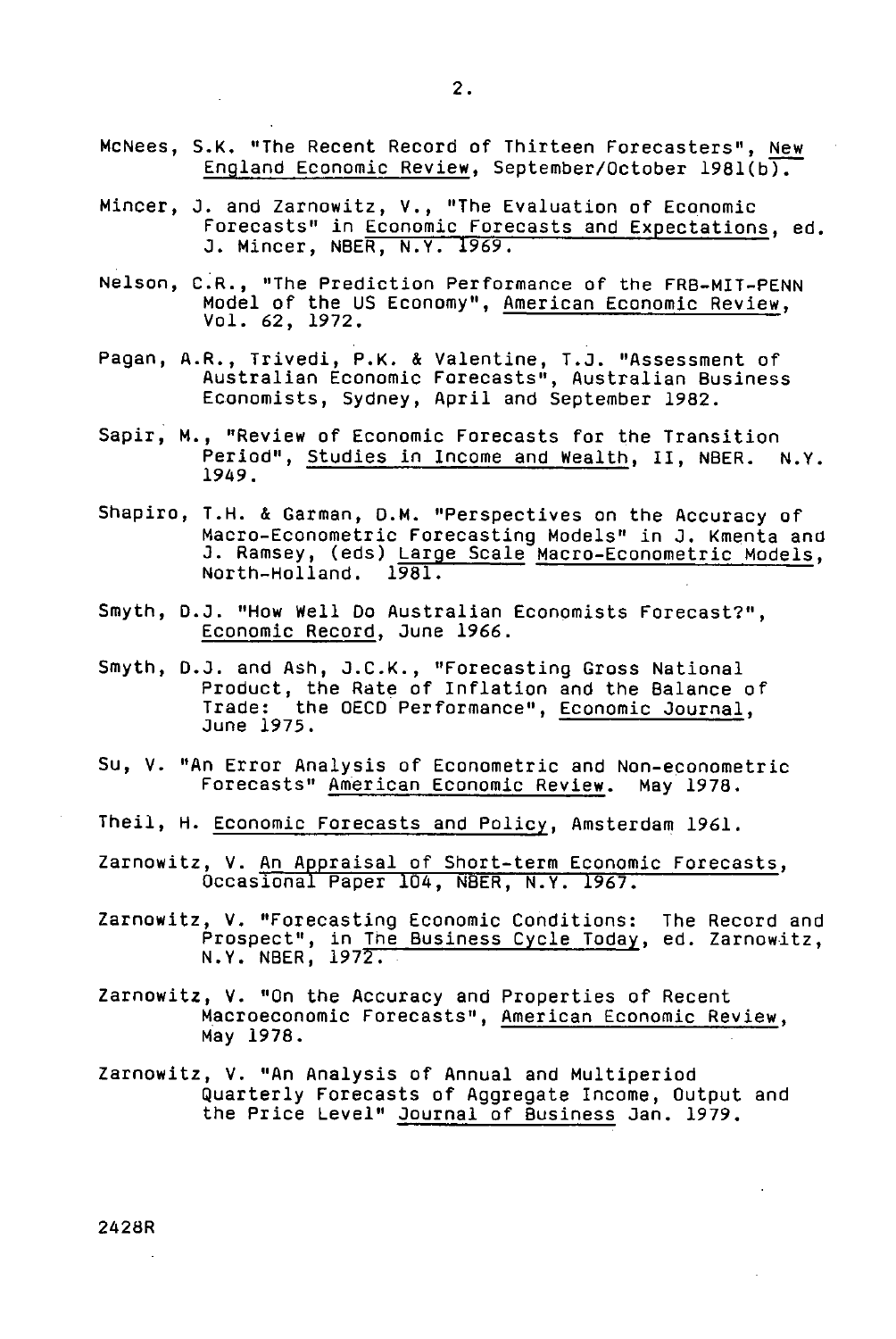McNees, S.K. "The Recent Record of Thirteen Forecasters", New England Economic Review, September/October 1981(b).

Mincer, J. and Zarnowitz, V., "The Evaluation of Economic Forecasts" in Economic Forecasts and Expectations, ed. J. Mincer, NBER, N.Y. 1969.

Nelson, C.R., "The Prediction Performance of the FRB-MIT-PENN Model of the US Economy", American Economic Review, Vol. 62, 1972.

Pagan, A.R., Trivedi, P.K. & Valentine, T.J. "Assessment of Australian Economic Forecasts", Australian Business Economists, Sydney, April and September 1982.

Sapir, M., "Review of Economic Forecasts for the Transition Period", Studies in Income and Wealth, II, NBER. N.Y. 1949.

Shapiro, T.H. & Garman, D.M. "Perspectives on the Accuracy of Macro-Econometric Forecasting Models" in J. Kmenta and J. Ramsey, (eds) Large Scale Macro-Econometric Models, North-Holland. 1981.

Smyth, D.J. "How Well Do Australian Economists Forecast?", Economic Record, June 1966.

Smyth, D.J. and Ash, J.C.K., "Forecasting Gross National Product, the Rate of Inflation and the Balance of Trade: the OECD Performance", Economic Journal, June 1975.

Su, V. "An Error Analysis of Econometric and Non-econometric Forecasts" American Economic Review. May 1978.

Theil, H. Economic Forecasts and Policy, Amsterdam 1961.

Zarnowitz, V. An Appraisal of Short-term Economic Forecasts, Occasional Paper 104, NBER, N.Y. 1967.

Zarnowitz, V. "Forecasting Economic Conditions: The Record and Prospect", in The Business Cycle Today, ed. Zarnowitz, N.Y. NBER, 1972.

Zarnowitz, V. "On the Accuracy and Properties of Recent Macroeconomic Forecasts", American Economic Review, May 1978.

Zarnowitz, V. "An Analysis of Annual and Multiperiod Quarterly Forecasts of Aggregate Income, Output and the Price Level" Journal of Business Jan. 1979.

2428R